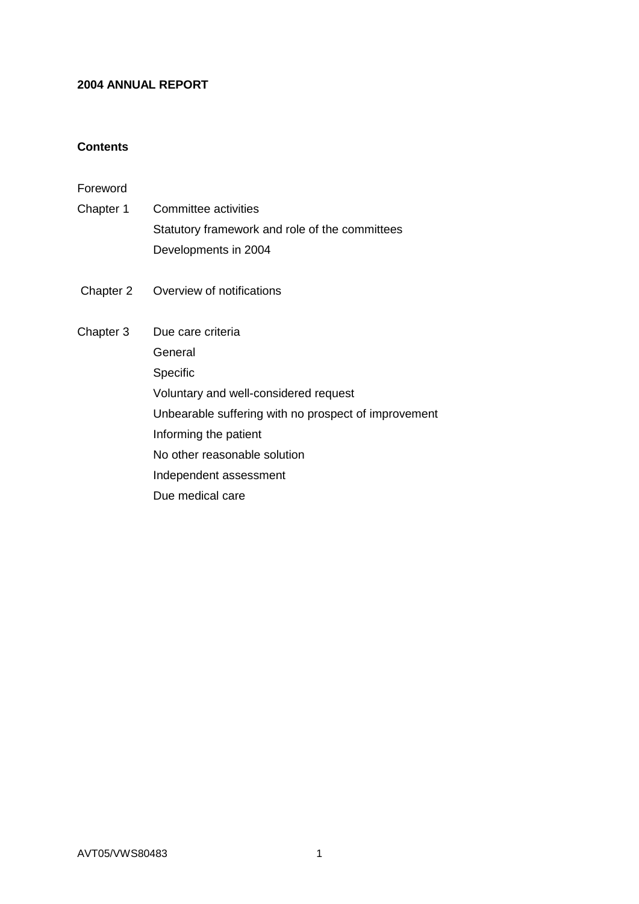**2004 ANNUAL REPORT**

**Contents**

| | |
|---|---|
| Foreword | |
| Chapter 1 | Committee activities |
| | Statutory framework and role of the committees |
| | Developments in 2004 |
| Chapter 2 | Overview of notifications |
| Chapter 3 | Due care criteria |
| | General |
| | Specific |
| | Voluntary and well-considered request |
| | Unbearable suffering with no prospect of improvement |
| | Informing the patient |
| | No other reasonable solution |
| | Independent assessment |
| | Due medical care |

AVT05/VWS80483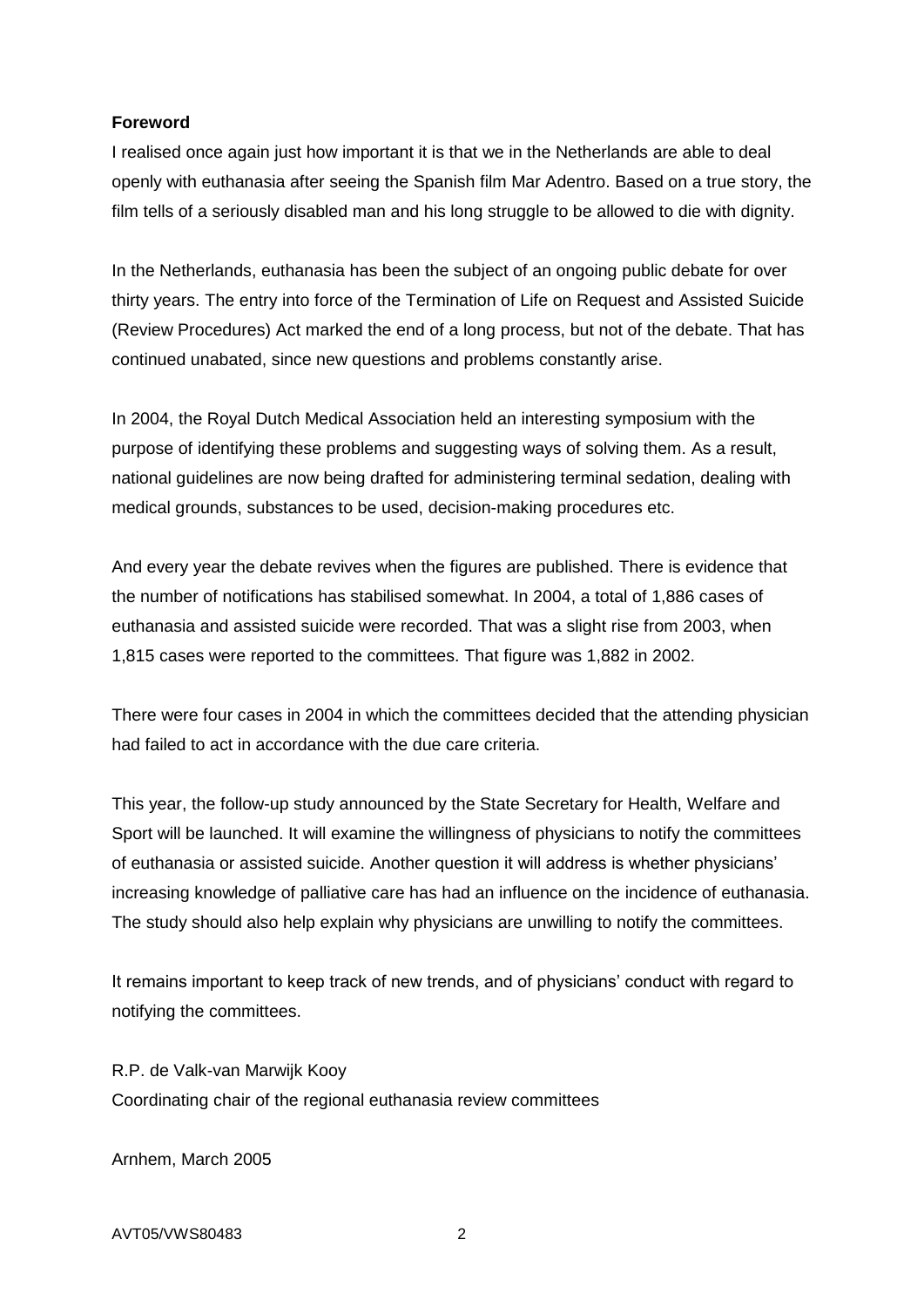**Foreword**

I realised once again just how important it is that we in the Netherlands are able to deal openly with euthanasia after seeing the Spanish film Mar Adentro. Based on a true story, the film tells of a seriously disabled man and his long struggle to be allowed to die with dignity.

In the Netherlands, euthanasia has been the subject of an ongoing public debate for over thirty years. The entry into force of the Termination of Life on Request and Assisted Suicide (Review Procedures) Act marked the end of a long process, but not of the debate. That has continued unabated, since new questions and problems constantly arise.

In 2004, the Royal Dutch Medical Association held an interesting symposium with the purpose of identifying these problems and suggesting ways of solving them. As a result, national guidelines are now being drafted for administering terminal sedation, dealing with medical grounds, substances to be used, decision-making procedures etc.

And every year the debate revives when the figures are published. There is evidence that the number of notifications has stabilised somewhat. In 2004, a total of 1,886 cases of euthanasia and assisted suicide were recorded. That was a slight rise from 2003, when 1,815 cases were reported to the committees. That figure was 1,882 in 2002.

There were four cases in 2004 in which the committees decided that the attending physician had failed to act in accordance with the due care criteria.

This year, the follow-up study announced by the State Secretary for Health, Welfare and Sport will be launched. It will examine the willingness of physicians to notify the committees of euthanasia or assisted suicide. Another question it will address is whether physicians' increasing knowledge of palliative care has had an influence on the incidence of euthanasia. The study should also help explain why physicians are unwilling to notify the committees.

It remains important to keep track of new trends, and of physicians' conduct with regard to notifying the committees.

R.P. de Valk-van Marwijk Kooy
Coordinating chair of the regional euthanasia review committees

Arnhem, March 2005

AVT05/VWS80483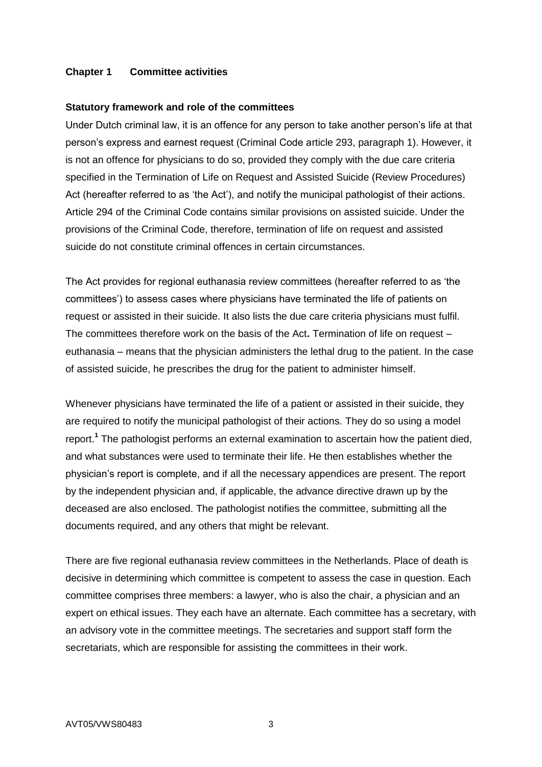## Chapter 1 Committee activities

### Statutory framework and role of the committees

Under Dutch criminal law, it is an offence for any person to take another person's life at that person's express and earnest request (Criminal Code article 293, paragraph 1). However, it is not an offence for physicians to do so, provided they comply with the due care criteria specified in the Termination of Life on Request and Assisted Suicide (Review Procedures) Act (hereafter referred to as 'the Act'), and notify the municipal pathologist of their actions. Article 294 of the Criminal Code contains similar provisions on assisted suicide. Under the provisions of the Criminal Code, therefore, termination of life on request and assisted suicide do not constitute criminal offences in certain circumstances.

The Act provides for regional euthanasia review committees (hereafter referred to as 'the committees') to assess cases where physicians have terminated the life of patients on request or assisted in their suicide. It also lists the due care criteria physicians must fulfil. The committees therefore work on the basis of the Act**.** Termination of life on request – euthanasia – means that the physician administers the lethal drug to the patient. In the case of assisted suicide, he prescribes the drug for the patient to administer himself.

Whenever physicians have terminated the life of a patient or assisted in their suicide, they are required to notify the municipal pathologist of their actions. They do so using a model report.[1] The pathologist performs an external examination to ascertain how the patient died, and what substances were used to terminate their life. He then establishes whether the physician's report is complete, and if all the necessary appendices are present. The report by the independent physician and, if applicable, the advance directive drawn up by the deceased are also enclosed. The pathologist notifies the committee, submitting all the documents required, and any others that might be relevant.

There are five regional euthanasia review committees in the Netherlands. Place of death is decisive in determining which committee is competent to assess the case in question. Each committee comprises three members: a lawyer, who is also the chair, a physician and an expert on ethical issues. They each have an alternate. Each committee has a secretary, with an advisory vote in the committee meetings. The secretaries and support staff form the secretariats, which are responsible for assisting the committees in their work.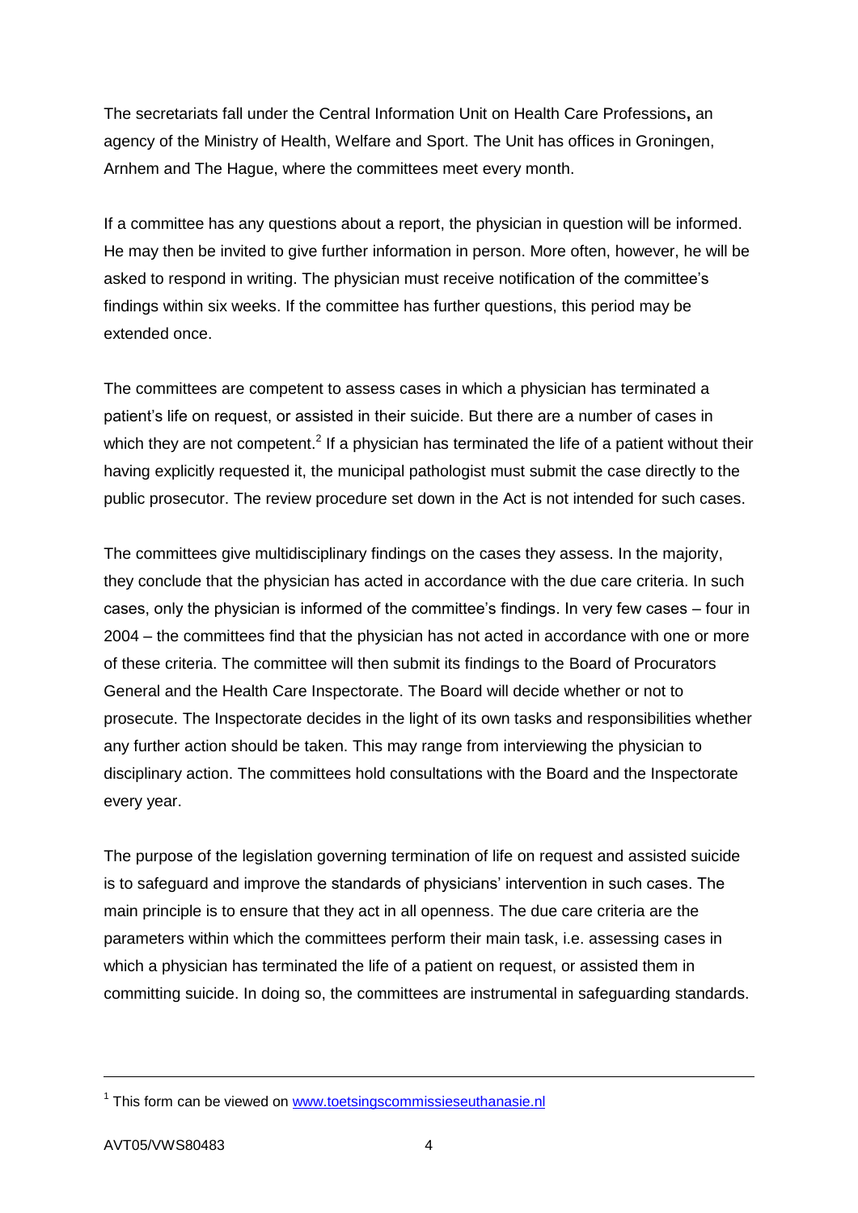The secretariats fall under the Central Information Unit on Health Care Professions**,** an agency of the Ministry of Health, Welfare and Sport. The Unit has offices in Groningen, Arnhem and The Hague, where the committees meet every month.

If a committee has any questions about a report, the physician in question will be informed. He may then be invited to give further information in person. More often, however, he will be asked to respond in writing. The physician must receive notification of the committee's findings within six weeks. If the committee has further questions, this period may be extended once.

The committees are competent to assess cases in which a physician has terminated a patient's life on request, or assisted in their suicide. But there are a number of cases in which they are not competent.[2] If a physician has terminated the life of a patient without their having explicitly requested it, the municipal pathologist must submit the case directly to the public prosecutor. The review procedure set down in the Act is not intended for such cases.

The committees give multidisciplinary findings on the cases they assess. In the majority, they conclude that the physician has acted in accordance with the due care criteria. In such cases, only the physician is informed of the committee's findings. In very few cases – four in 2004 – the committees find that the physician has not acted in accordance with one or more of these criteria. The committee will then submit its findings to the Board of Procurators General and the Health Care Inspectorate. The Board will decide whether or not to prosecute. The Inspectorate decides in the light of its own tasks and responsibilities whether any further action should be taken. This may range from interviewing the physician to disciplinary action. The committees hold consultations with the Board and the Inspectorate every year.

The purpose of the legislation governing termination of life on request and assisted suicide is to safeguard and improve the standards of physicians' intervention in such cases. The main principle is to ensure that they act in all openness. The due care criteria are the parameters within which the committees perform their main task, i.e. assessing cases in which a physician has terminated the life of a patient on request, or assisted them in committing suicide. In doing so, the committees are instrumental in safeguarding standards.

---

[1] This form can be viewed on www.toetsingscommissieseuthanasie.nl

AVT05/VWS80483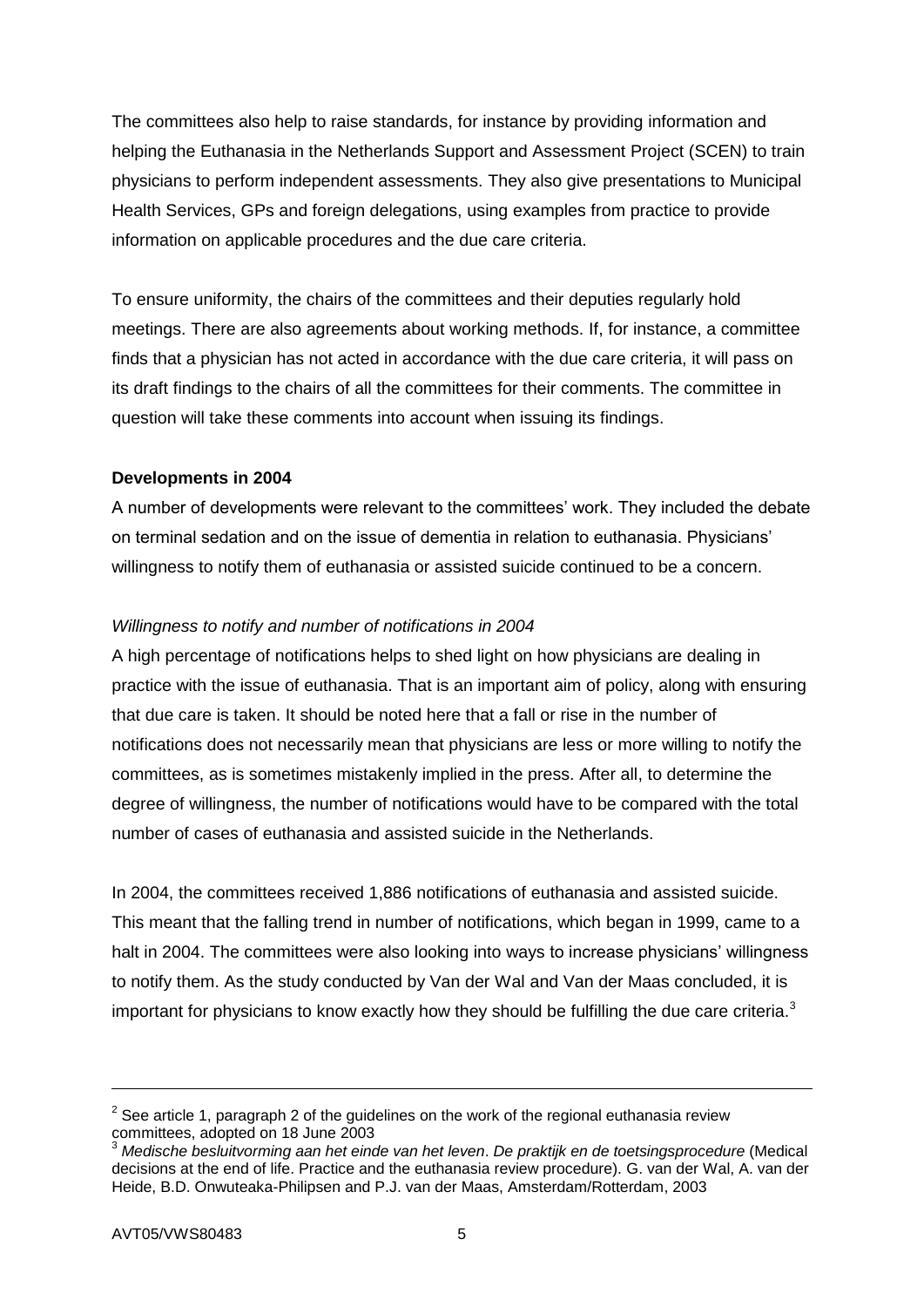The committees also help to raise standards, for instance by providing information and helping the Euthanasia in the Netherlands Support and Assessment Project (SCEN) to train physicians to perform independent assessments. They also give presentations to Municipal Health Services, GPs and foreign delegations, using examples from practice to provide information on applicable procedures and the due care criteria.

To ensure uniformity, the chairs of the committees and their deputies regularly hold meetings. There are also agreements about working methods. If, for instance, a committee finds that a physician has not acted in accordance with the due care criteria, it will pass on its draft findings to the chairs of all the committees for their comments. The committee in question will take these comments into account when issuing its findings.

**Developments in 2004**

A number of developments were relevant to the committees' work. They included the debate on terminal sedation and on the issue of dementia in relation to euthanasia. Physicians' willingness to notify them of euthanasia or assisted suicide continued to be a concern.

*Willingness to notify and number of notifications in 2004*

A high percentage of notifications helps to shed light on how physicians are dealing in practice with the issue of euthanasia. That is an important aim of policy, along with ensuring that due care is taken. It should be noted here that a fall or rise in the number of notifications does not necessarily mean that physicians are less or more willing to notify the committees, as is sometimes mistakenly implied in the press. After all, to determine the degree of willingness, the number of notifications would have to be compared with the total number of cases of euthanasia and assisted suicide in the Netherlands.

In 2004, the committees received 1,886 notifications of euthanasia and assisted suicide. This meant that the falling trend in number of notifications, which began in 1999, came to a halt in 2004. The committees were also looking into ways to increase physicians' willingness to notify them. As the study conducted by Van der Wal and Van der Maas concluded, it is important for physicians to know exactly how they should be fulfilling the due care criteria.[3]

---

[2] See article 1, paragraph 2 of the guidelines on the work of the regional euthanasia review committees, adopted on 18 June 2003

[3] *Medische besluitvorming aan het einde van het leven*. *De praktijk en de toetsingsprocedure* (Medical decisions at the end of life. Practice and the euthanasia review procedure). G. van der Wal, A. van der Heide, B.D. Onwuteaka-Philipsen and P.J. van der Maas, Amsterdam/Rotterdam, 2003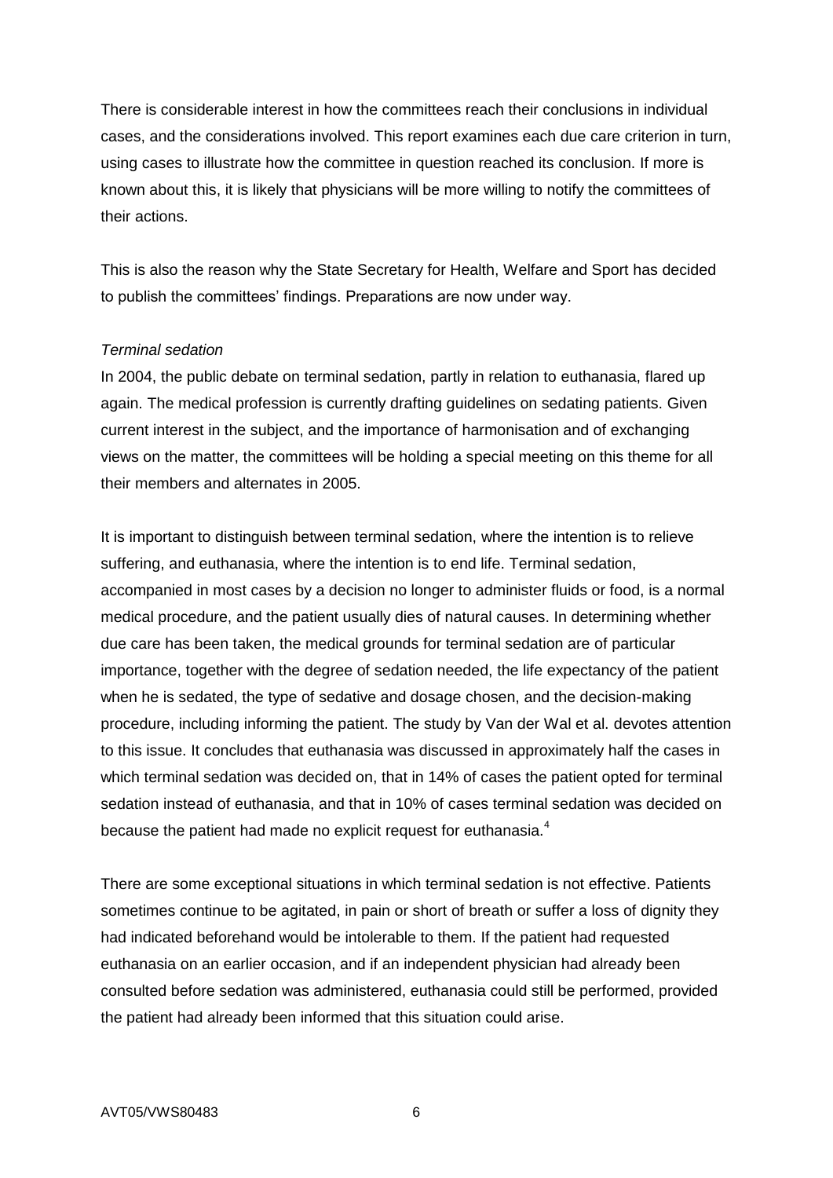There is considerable interest in how the committees reach their conclusions in individual cases, and the considerations involved. This report examines each due care criterion in turn, using cases to illustrate how the committee in question reached its conclusion. If more is known about this, it is likely that physicians will be more willing to notify the committees of their actions.

This is also the reason why the State Secretary for Health, Welfare and Sport has decided to publish the committees' findings. Preparations are now under way.

*Terminal sedation*

In 2004, the public debate on terminal sedation, partly in relation to euthanasia, flared up again. The medical profession is currently drafting guidelines on sedating patients. Given current interest in the subject, and the importance of harmonisation and of exchanging views on the matter, the committees will be holding a special meeting on this theme for all their members and alternates in 2005.

It is important to distinguish between terminal sedation, where the intention is to relieve suffering, and euthanasia, where the intention is to end life. Terminal sedation, accompanied in most cases by a decision no longer to administer fluids or food, is a normal medical procedure, and the patient usually dies of natural causes. In determining whether due care has been taken, the medical grounds for terminal sedation are of particular importance, together with the degree of sedation needed, the life expectancy of the patient when he is sedated, the type of sedative and dosage chosen, and the decision-making procedure, including informing the patient. The study by Van der Wal et al. devotes attention to this issue. It concludes that euthanasia was discussed in approximately half the cases in which terminal sedation was decided on, that in 14% of cases the patient opted for terminal sedation instead of euthanasia, and that in 10% of cases terminal sedation was decided on because the patient had made no explicit request for euthanasia.[4]

There are some exceptional situations in which terminal sedation is not effective. Patients sometimes continue to be agitated, in pain or short of breath or suffer a loss of dignity they had indicated beforehand would be intolerable to them. If the patient had requested euthanasia on an earlier occasion, and if an independent physician had already been consulted before sedation was administered, euthanasia could still be performed, provided the patient had already been informed that this situation could arise.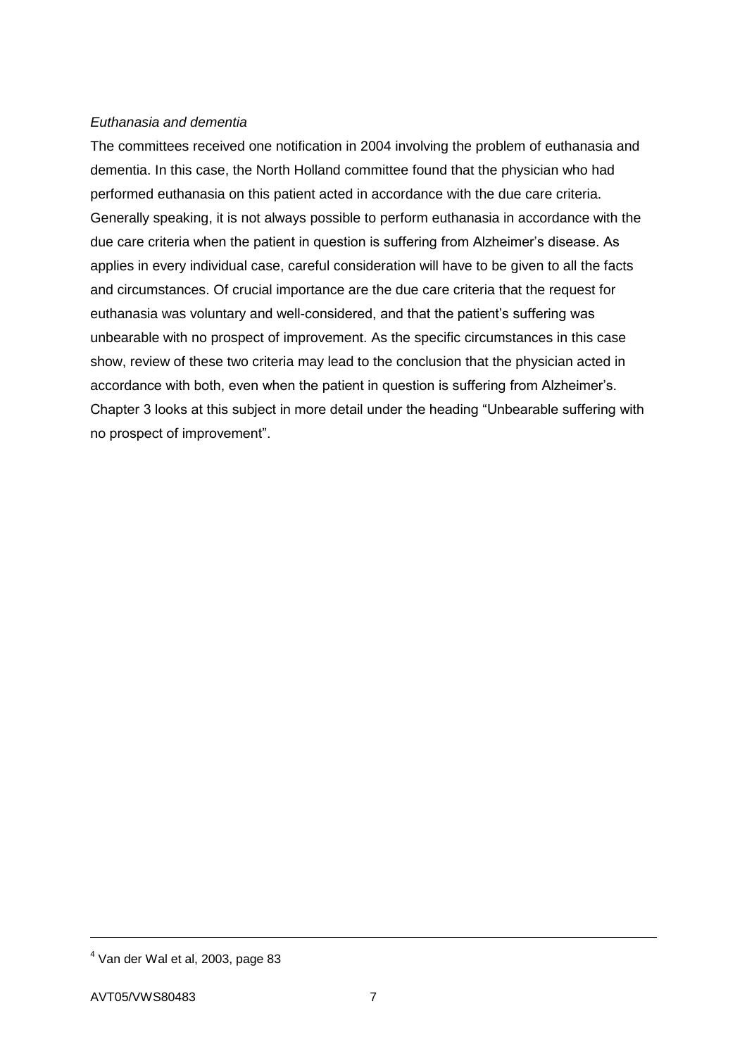*Euthanasia and dementia*

The committees received one notification in 2004 involving the problem of euthanasia and dementia. In this case, the North Holland committee found that the physician who had performed euthanasia on this patient acted in accordance with the due care criteria. Generally speaking, it is not always possible to perform euthanasia in accordance with the due care criteria when the patient in question is suffering from Alzheimer's disease. As applies in every individual case, careful consideration will have to be given to all the facts and circumstances. Of crucial importance are the due care criteria that the request for euthanasia was voluntary and well-considered, and that the patient's suffering was unbearable with no prospect of improvement. As the specific circumstances in this case show, review of these two criteria may lead to the conclusion that the physician acted in accordance with both, even when the patient in question is suffering from Alzheimer's. Chapter 3 looks at this subject in more detail under the heading "Unbearable suffering with no prospect of improvement".

---

[4] Van der Wal et al, 2003, page 83

AVT05/VWS80483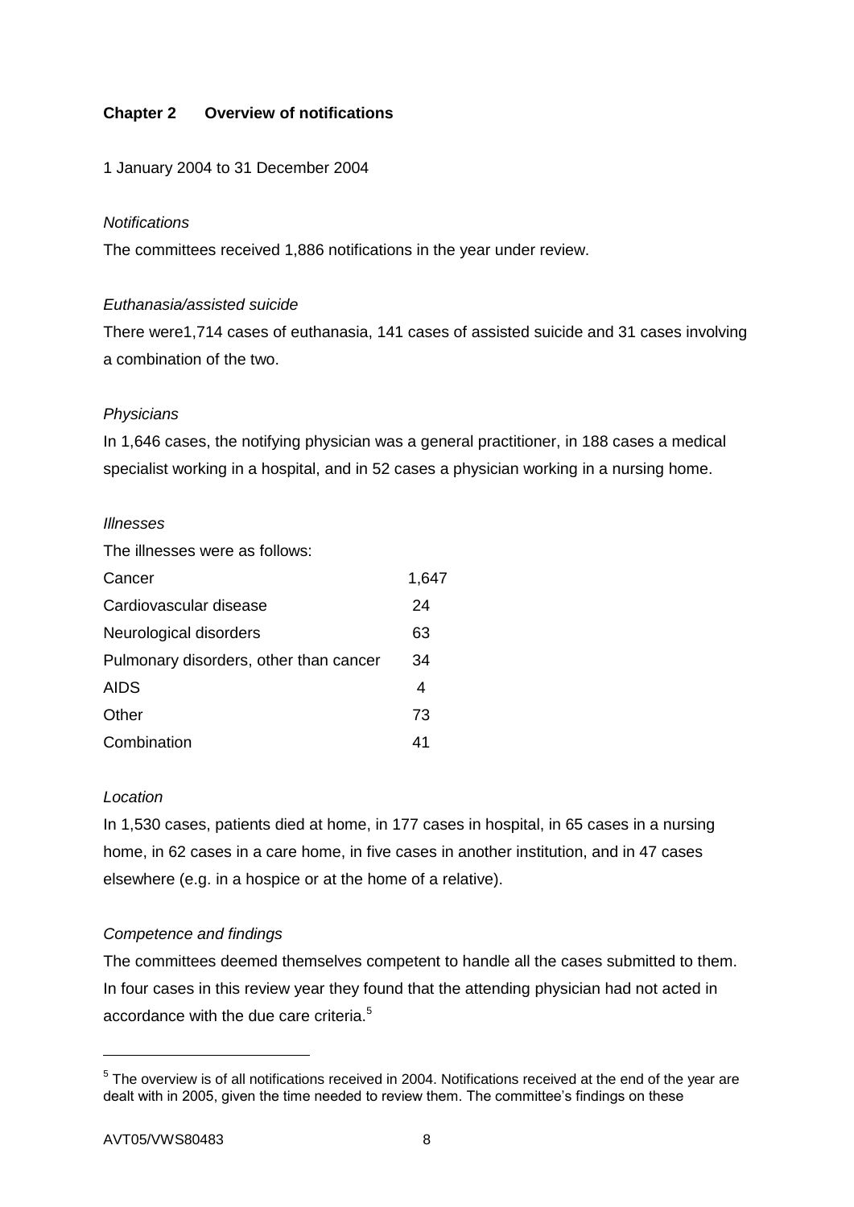## Chapter 2 Overview of notifications

1 January 2004 to 31 December 2004

*Notifications*

The committees received 1,886 notifications in the year under review.

*Euthanasia/assisted suicide*

There were1,714 cases of euthanasia, 141 cases of assisted suicide and 31 cases involving a combination of the two.

*Physicians*

In 1,646 cases, the notifying physician was a general practitioner, in 188 cases a medical specialist working in a hospital, and in 52 cases a physician working in a nursing home.

*Illnesses*

The illnesses were as follows:

| | |
|---|---|
| Cancer | 1,647 |
| Cardiovascular disease | 24 |
| Neurological disorders | 63 |
| Pulmonary disorders, other than cancer | 34 |
| AIDS | 4 |
| Other | 73 |
| Combination | 41 |

*Location*

In 1,530 cases, patients died at home, in 177 cases in hospital, in 65 cases in a nursing home, in 62 cases in a care home, in five cases in another institution, and in 47 cases elsewhere (e.g. in a hospice or at the home of a relative).

*Competence and findings*

The committees deemed themselves competent to handle all the cases submitted to them. In four cases in this review year they found that the attending physician had not acted in accordance with the due care criteria.[5]

---

[5] The overview is of all notifications received in 2004. Notifications received at the end of the year are dealt with in 2005, given the time needed to review them. The committee's findings on these

AVT05/VWS80483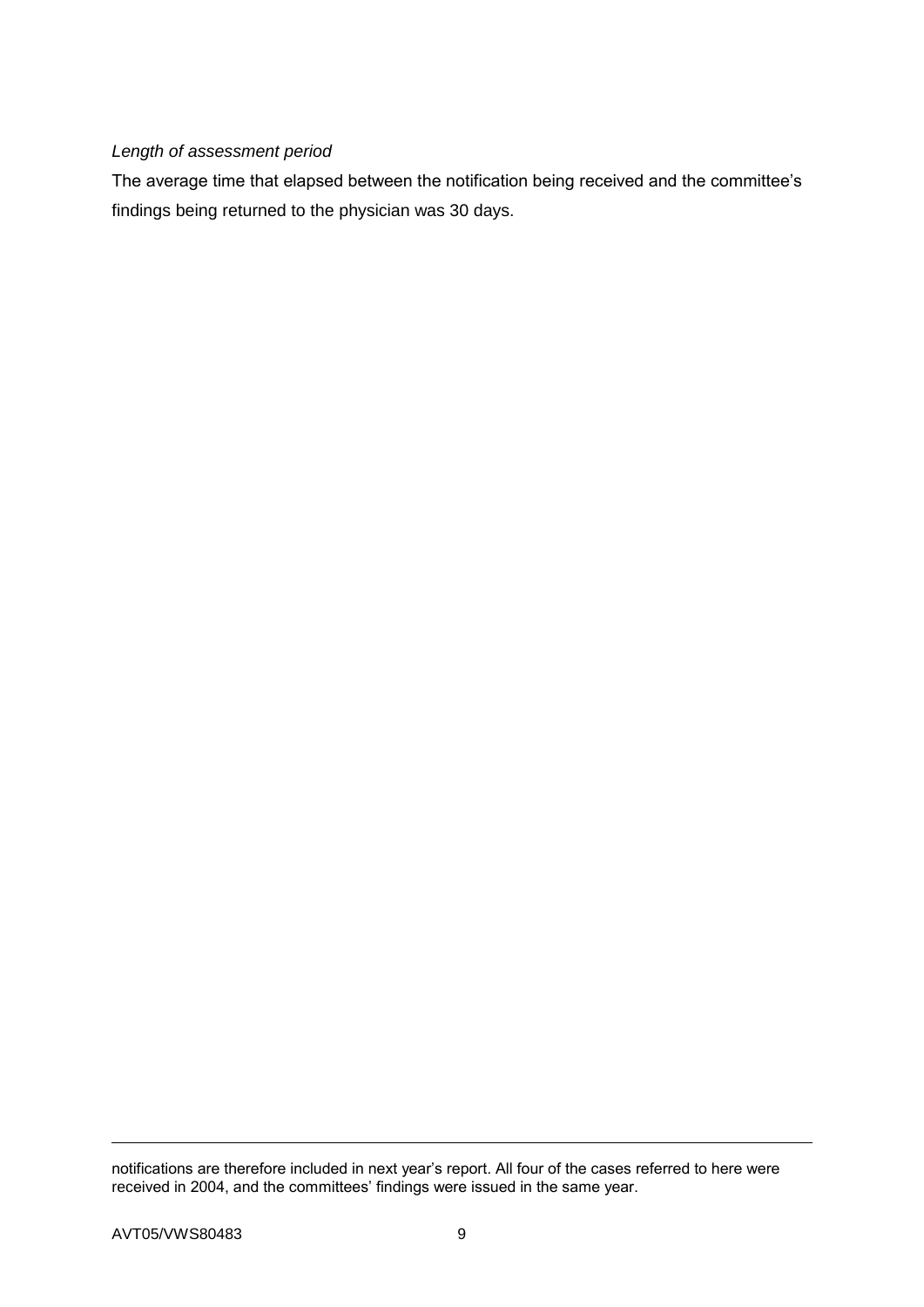*Length of assessment period*

The average time that elapsed between the notification being received and the committee's findings being returned to the physician was 30 days.

---

notifications are therefore included in next year's report. All four of the cases referred to here were received in 2004, and the committees' findings were issued in the same year.

AVT05/VWS80483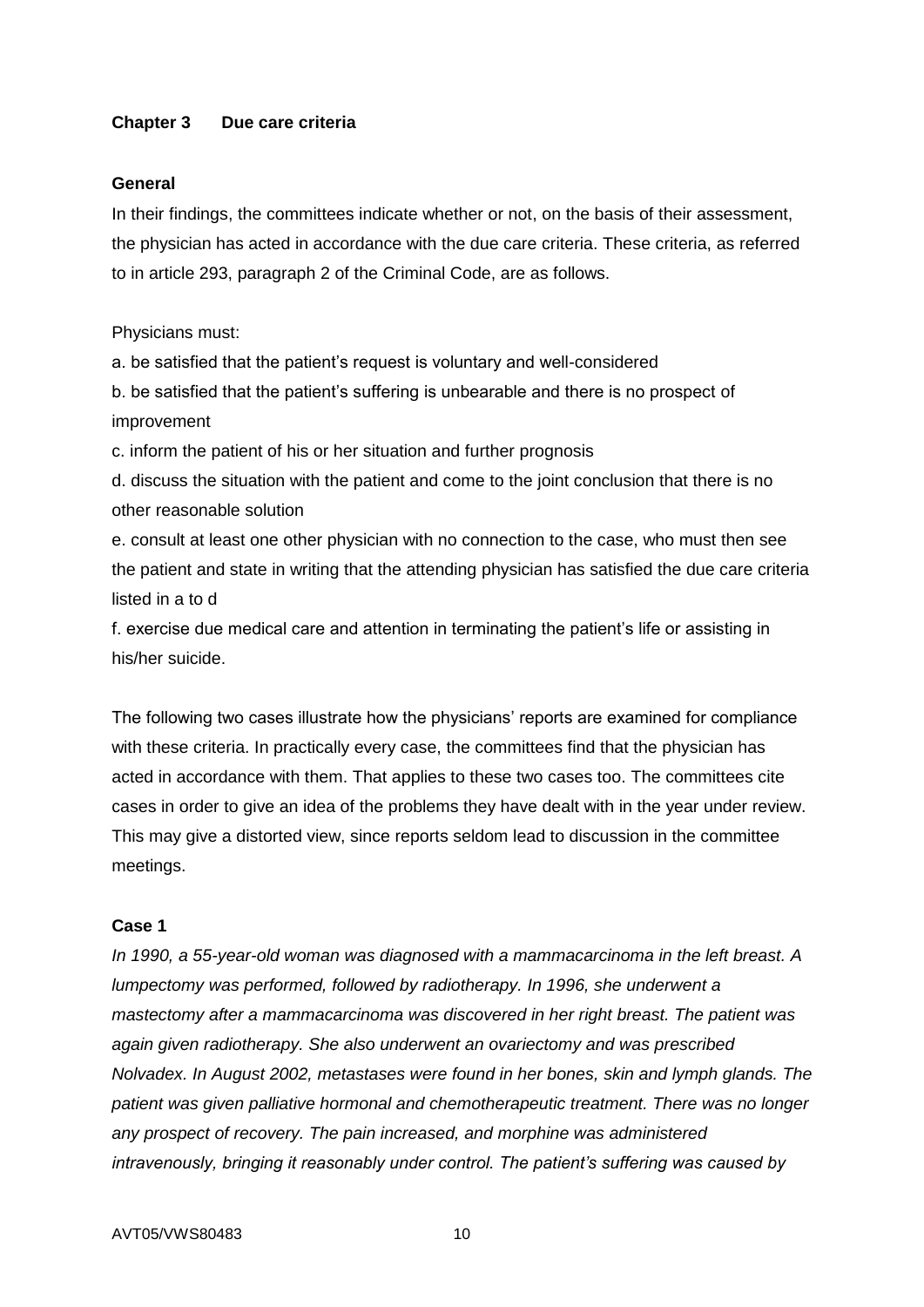## Chapter 3 Due care criteria

### General

In their findings, the committees indicate whether or not, on the basis of their assessment, the physician has acted in accordance with the due care criteria. These criteria, as referred to in article 293, paragraph 2 of the Criminal Code, are as follows.

Physicians must:

a. be satisfied that the patient's request is voluntary and well-considered

b. be satisfied that the patient's suffering is unbearable and there is no prospect of improvement

c. inform the patient of his or her situation and further prognosis

d. discuss the situation with the patient and come to the joint conclusion that there is no other reasonable solution

e. consult at least one other physician with no connection to the case, who must then see the patient and state in writing that the attending physician has satisfied the due care criteria listed in a to d

f. exercise due medical care and attention in terminating the patient's life or assisting in his/her suicide.

The following two cases illustrate how the physicians' reports are examined for compliance with these criteria. In practically every case, the committees find that the physician has acted in accordance with them. That applies to these two cases too. The committees cite cases in order to give an idea of the problems they have dealt with in the year under review. This may give a distorted view, since reports seldom lead to discussion in the committee meetings.

### Case 1

*In 1990, a 55-year-old woman was diagnosed with a mammacarcinoma in the left breast. A lumpectomy was performed, followed by radiotherapy. In 1996, she underwent a mastectomy after a mammacarcinoma was discovered in her right breast. The patient was again given radiotherapy. She also underwent an ovariectomy and was prescribed Nolvadex. In August 2002, metastases were found in her bones, skin and lymph glands. The patient was given palliative hormonal and chemotherapeutic treatment. There was no longer any prospect of recovery. The pain increased, and morphine was administered intravenously, bringing it reasonably under control. The patient's suffering was caused by*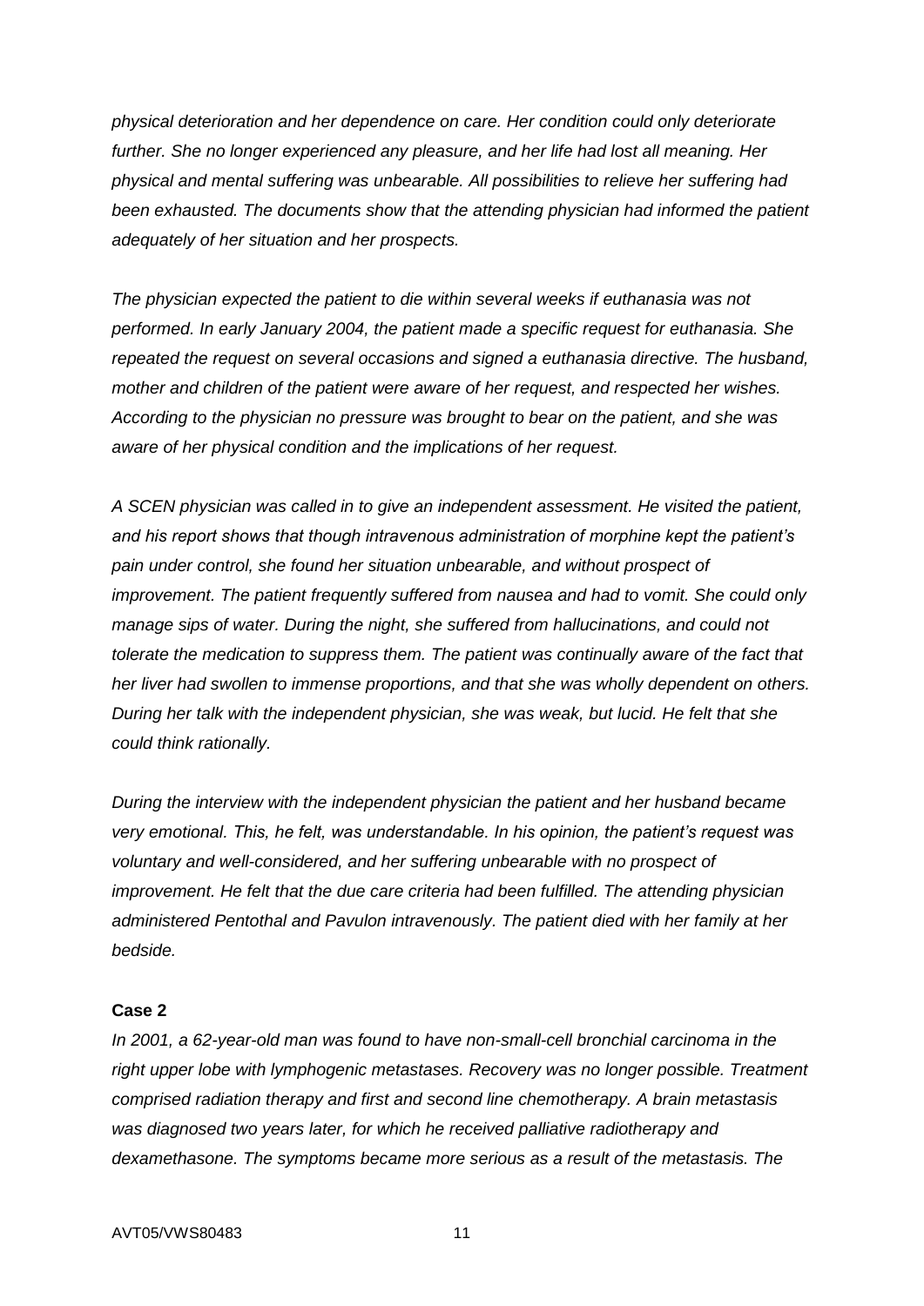*physical deterioration and her dependence on care. Her condition could only deteriorate further. She no longer experienced any pleasure, and her life had lost all meaning. Her physical and mental suffering was unbearable. All possibilities to relieve her suffering had been exhausted. The documents show that the attending physician had informed the patient adequately of her situation and her prospects.*

*The physician expected the patient to die within several weeks if euthanasia was not performed. In early January 2004, the patient made a specific request for euthanasia. She repeated the request on several occasions and signed a euthanasia directive. The husband, mother and children of the patient were aware of her request, and respected her wishes. According to the physician no pressure was brought to bear on the patient, and she was aware of her physical condition and the implications of her request.*

*A SCEN physician was called in to give an independent assessment. He visited the patient, and his report shows that though intravenous administration of morphine kept the patient's pain under control, she found her situation unbearable, and without prospect of improvement. The patient frequently suffered from nausea and had to vomit. She could only manage sips of water. During the night, she suffered from hallucinations, and could not tolerate the medication to suppress them. The patient was continually aware of the fact that her liver had swollen to immense proportions, and that she was wholly dependent on others. During her talk with the independent physician, she was weak, but lucid. He felt that she could think rationally.*

*During the interview with the independent physician the patient and her husband became very emotional. This, he felt, was understandable. In his opinion, the patient's request was voluntary and well-considered, and her suffering unbearable with no prospect of improvement. He felt that the due care criteria had been fulfilled. The attending physician administered Pentothal and Pavulon intravenously. The patient died with her family at her bedside.*

**Case 2**

*In 2001, a 62-year-old man was found to have non-small-cell bronchial carcinoma in the right upper lobe with lymphogenic metastases. Recovery was no longer possible. Treatment comprised radiation therapy and first and second line chemotherapy. A brain metastasis was diagnosed two years later, for which he received palliative radiotherapy and dexamethasone. The symptoms became more serious as a result of the metastasis. The*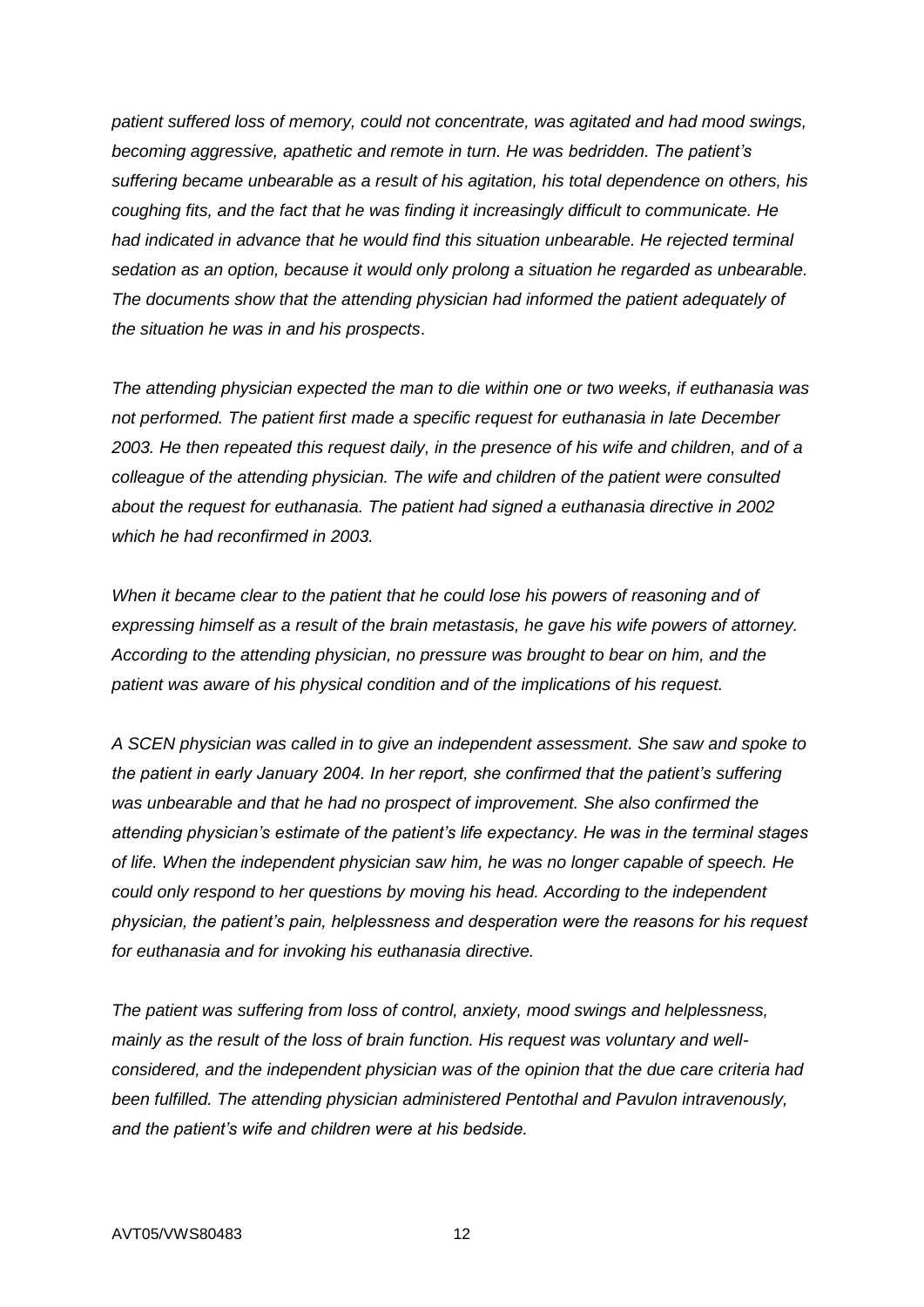*patient suffered loss of memory, could not concentrate, was agitated and had mood swings, becoming aggressive, apathetic and remote in turn. He was bedridden. The patient's suffering became unbearable as a result of his agitation, his total dependence on others, his coughing fits, and the fact that he was finding it increasingly difficult to communicate. He had indicated in advance that he would find this situation unbearable. He rejected terminal sedation as an option, because it would only prolong a situation he regarded as unbearable. The documents show that the attending physician had informed the patient adequately of the situation he was in and his prospects*.

*The attending physician expected the man to die within one or two weeks, if euthanasia was not performed. The patient first made a specific request for euthanasia in late December 2003. He then repeated this request daily, in the presence of his wife and children, and of a colleague of the attending physician. The wife and children of the patient were consulted about the request for euthanasia. The patient had signed a euthanasia directive in 2002 which he had reconfirmed in 2003.*

*When it became clear to the patient that he could lose his powers of reasoning and of expressing himself as a result of the brain metastasis, he gave his wife powers of attorney. According to the attending physician, no pressure was brought to bear on him, and the patient was aware of his physical condition and of the implications of his request.*

*A SCEN physician was called in to give an independent assessment. She saw and spoke to the patient in early January 2004. In her report, she confirmed that the patient's suffering was unbearable and that he had no prospect of improvement. She also confirmed the attending physician's estimate of the patient's life expectancy. He was in the terminal stages of life. When the independent physician saw him, he was no longer capable of speech. He could only respond to her questions by moving his head. According to the independent physician, the patient's pain, helplessness and desperation were the reasons for his request for euthanasia and for invoking his euthanasia directive.*

*The patient was suffering from loss of control, anxiety, mood swings and helplessness, mainly as the result of the loss of brain function. His request was voluntary and well-considered, and the independent physician was of the opinion that the due care criteria had been fulfilled. The attending physician administered Pentothal and Pavulon intravenously, and the patient's wife and children were at his bedside.*

AVT05/VWS80483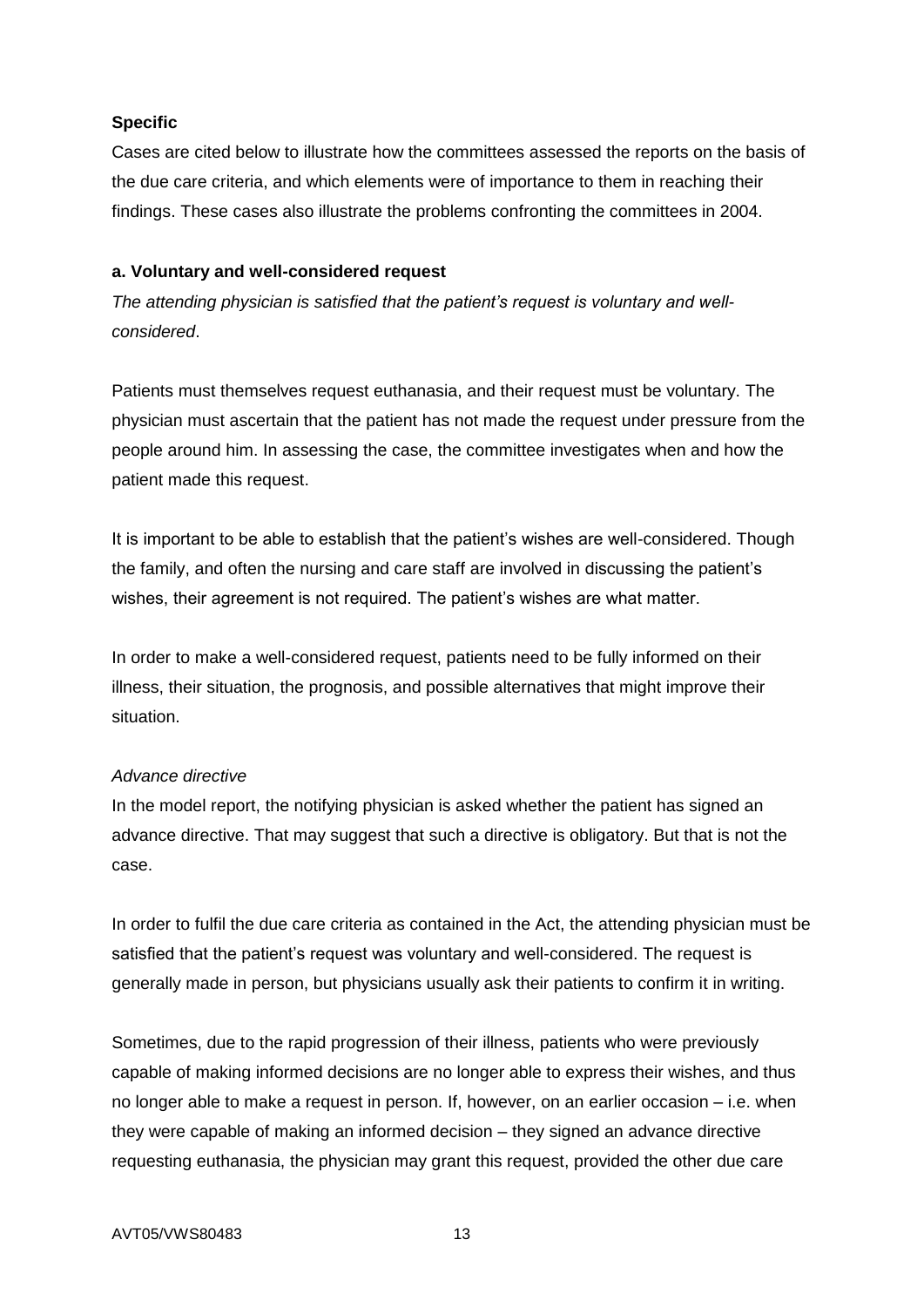**Specific**

Cases are cited below to illustrate how the committees assessed the reports on the basis of the due care criteria, and which elements were of importance to them in reaching their findings. These cases also illustrate the problems confronting the committees in 2004.

**a. Voluntary and well-considered request**

*The attending physician is satisfied that the patient's request is voluntary and well-considered*.

Patients must themselves request euthanasia, and their request must be voluntary. The physician must ascertain that the patient has not made the request under pressure from the people around him. In assessing the case, the committee investigates when and how the patient made this request.

It is important to be able to establish that the patient's wishes are well-considered. Though the family, and often the nursing and care staff are involved in discussing the patient's wishes, their agreement is not required. The patient's wishes are what matter.

In order to make a well-considered request, patients need to be fully informed on their illness, their situation, the prognosis, and possible alternatives that might improve their situation.

*Advance directive*

In the model report, the notifying physician is asked whether the patient has signed an advance directive. That may suggest that such a directive is obligatory. But that is not the case.

In order to fulfil the due care criteria as contained in the Act, the attending physician must be satisfied that the patient's request was voluntary and well-considered. The request is generally made in person, but physicians usually ask their patients to confirm it in writing.

Sometimes, due to the rapid progression of their illness, patients who were previously capable of making informed decisions are no longer able to express their wishes, and thus no longer able to make a request in person. If, however, on an earlier occasion – i.e. when they were capable of making an informed decision – they signed an advance directive requesting euthanasia, the physician may grant this request, provided the other due care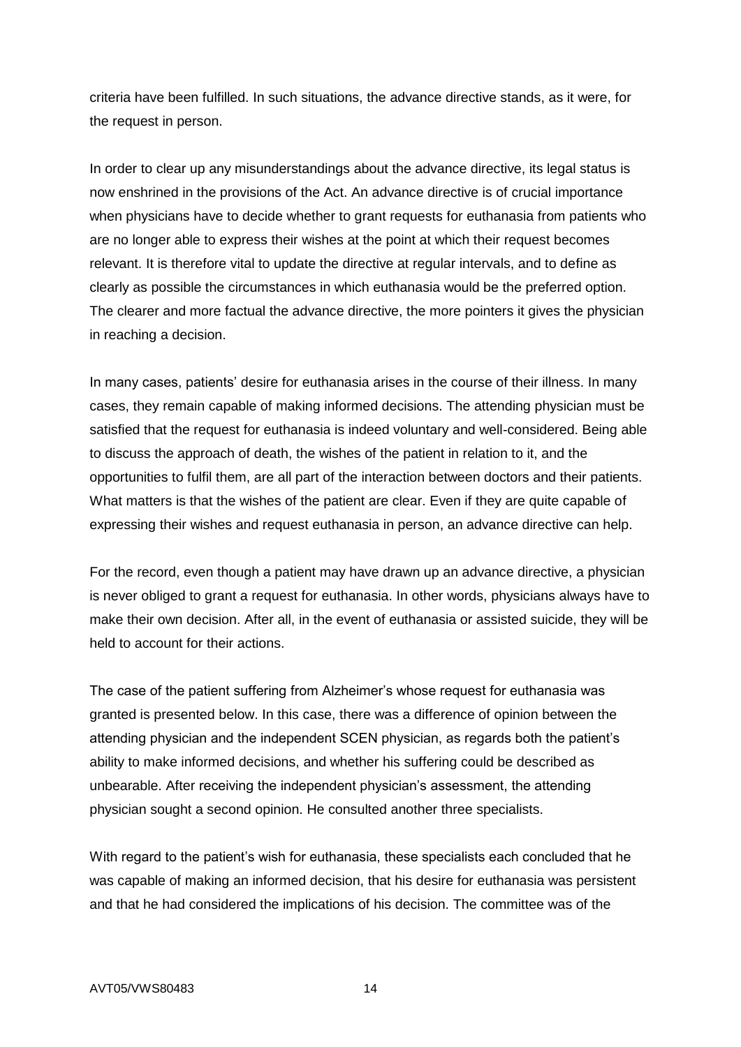criteria have been fulfilled. In such situations, the advance directive stands, as it were, for the request in person.

In order to clear up any misunderstandings about the advance directive, its legal status is now enshrined in the provisions of the Act. An advance directive is of crucial importance when physicians have to decide whether to grant requests for euthanasia from patients who are no longer able to express their wishes at the point at which their request becomes relevant. It is therefore vital to update the directive at regular intervals, and to define as clearly as possible the circumstances in which euthanasia would be the preferred option. The clearer and more factual the advance directive, the more pointers it gives the physician in reaching a decision.

In many cases, patients' desire for euthanasia arises in the course of their illness. In many cases, they remain capable of making informed decisions. The attending physician must be satisfied that the request for euthanasia is indeed voluntary and well-considered. Being able to discuss the approach of death, the wishes of the patient in relation to it, and the opportunities to fulfil them, are all part of the interaction between doctors and their patients. What matters is that the wishes of the patient are clear. Even if they are quite capable of expressing their wishes and request euthanasia in person, an advance directive can help.

For the record, even though a patient may have drawn up an advance directive, a physician is never obliged to grant a request for euthanasia. In other words, physicians always have to make their own decision. After all, in the event of euthanasia or assisted suicide, they will be held to account for their actions.

The case of the patient suffering from Alzheimer's whose request for euthanasia was granted is presented below. In this case, there was a difference of opinion between the attending physician and the independent SCEN physician, as regards both the patient's ability to make informed decisions, and whether his suffering could be described as unbearable. After receiving the independent physician's assessment, the attending physician sought a second opinion. He consulted another three specialists.

With regard to the patient's wish for euthanasia, these specialists each concluded that he was capable of making an informed decision, that his desire for euthanasia was persistent and that he had considered the implications of his decision. The committee was of the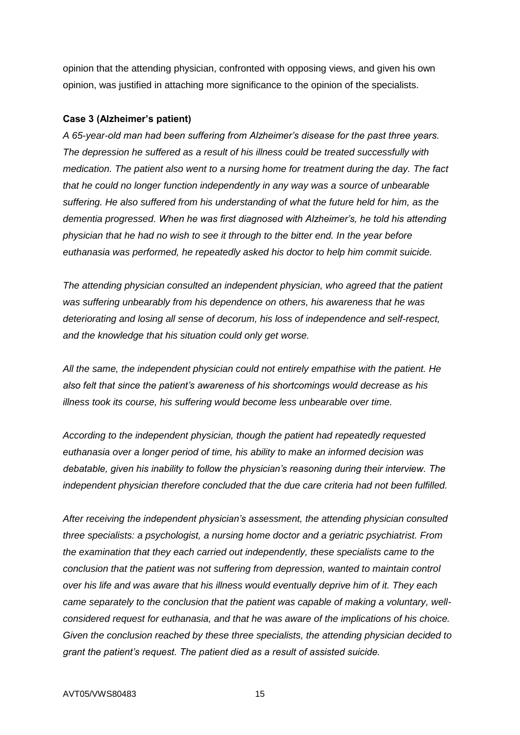opinion that the attending physician, confronted with opposing views, and given his own opinion, was justified in attaching more significance to the opinion of the specialists.

**Case 3 (Alzheimer's patient)**

*A 65-year-old man had been suffering from Alzheimer's disease for the past three years. The depression he suffered as a result of his illness could be treated successfully with medication. The patient also went to a nursing home for treatment during the day. The fact that he could no longer function independently in any way was a source of unbearable suffering. He also suffered from his understanding of what the future held for him, as the dementia progressed. When he was first diagnosed with Alzheimer's, he told his attending physician that he had no wish to see it through to the bitter end. In the year before euthanasia was performed, he repeatedly asked his doctor to help him commit suicide.*

*The attending physician consulted an independent physician, who agreed that the patient was suffering unbearably from his dependence on others, his awareness that he was deteriorating and losing all sense of decorum, his loss of independence and self-respect, and the knowledge that his situation could only get worse.*

*All the same, the independent physician could not entirely empathise with the patient. He also felt that since the patient's awareness of his shortcomings would decrease as his illness took its course, his suffering would become less unbearable over time.*

*According to the independent physician, though the patient had repeatedly requested euthanasia over a longer period of time, his ability to make an informed decision was debatable, given his inability to follow the physician's reasoning during their interview. The independent physician therefore concluded that the due care criteria had not been fulfilled.*

*After receiving the independent physician's assessment, the attending physician consulted three specialists: a psychologist, a nursing home doctor and a geriatric psychiatrist. From the examination that they each carried out independently, these specialists came to the conclusion that the patient was not suffering from depression, wanted to maintain control over his life and was aware that his illness would eventually deprive him of it. They each came separately to the conclusion that the patient was capable of making a voluntary, well-considered request for euthanasia, and that he was aware of the implications of his choice. Given the conclusion reached by these three specialists, the attending physician decided to grant the patient's request. The patient died as a result of assisted suicide.*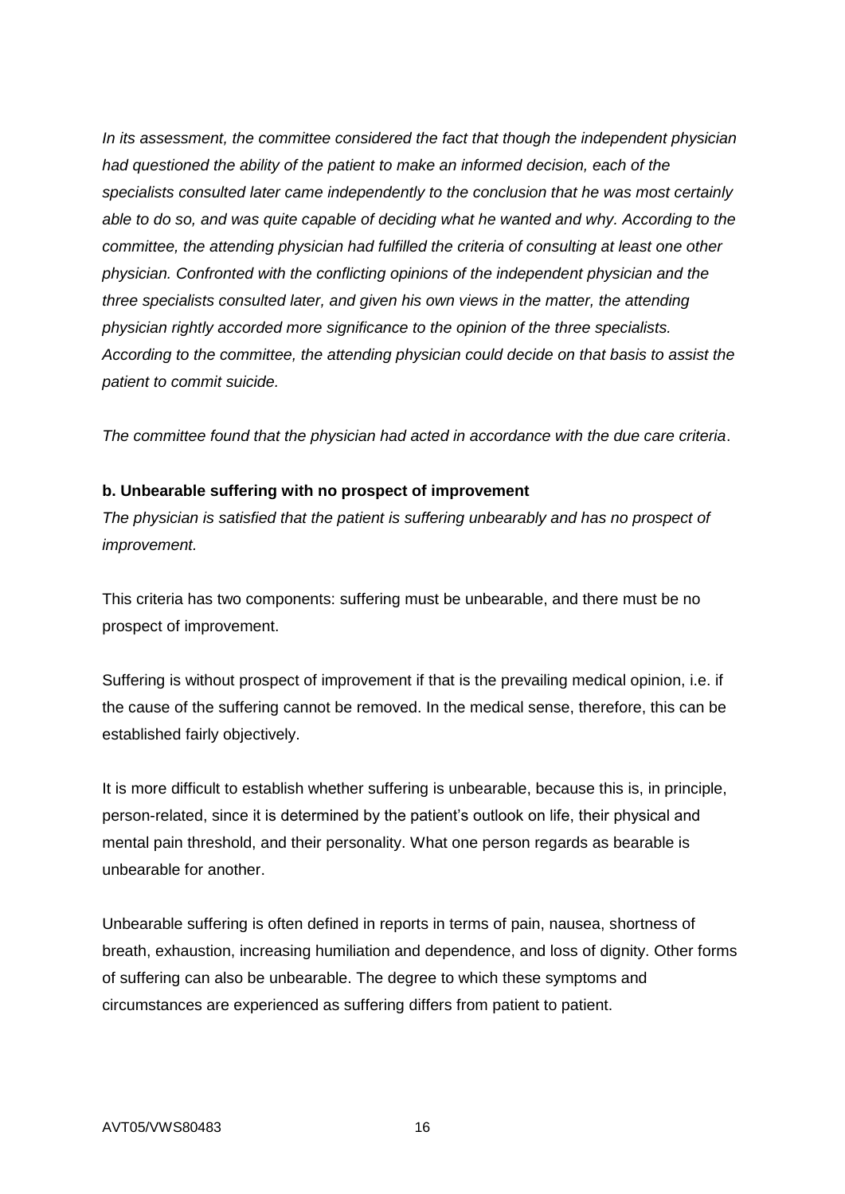*In its assessment, the committee considered the fact that though the independent physician had questioned the ability of the patient to make an informed decision, each of the specialists consulted later came independently to the conclusion that he was most certainly able to do so, and was quite capable of deciding what he wanted and why. According to the committee, the attending physician had fulfilled the criteria of consulting at least one other physician. Confronted with the conflicting opinions of the independent physician and the three specialists consulted later, and given his own views in the matter, the attending physician rightly accorded more significance to the opinion of the three specialists. According to the committee, the attending physician could decide on that basis to assist the patient to commit suicide.*

*The committee found that the physician had acted in accordance with the due care criteria*.

**b. Unbearable suffering with no prospect of improvement**

*The physician is satisfied that the patient is suffering unbearably and has no prospect of improvement.*

This criteria has two components: suffering must be unbearable, and there must be no prospect of improvement.

Suffering is without prospect of improvement if that is the prevailing medical opinion, i.e. if the cause of the suffering cannot be removed. In the medical sense, therefore, this can be established fairly objectively.

It is more difficult to establish whether suffering is unbearable, because this is, in principle, person-related, since it is determined by the patient's outlook on life, their physical and mental pain threshold, and their personality. What one person regards as bearable is unbearable for another.

Unbearable suffering is often defined in reports in terms of pain, nausea, shortness of breath, exhaustion, increasing humiliation and dependence, and loss of dignity. Other forms of suffering can also be unbearable. The degree to which these symptoms and circumstances are experienced as suffering differs from patient to patient.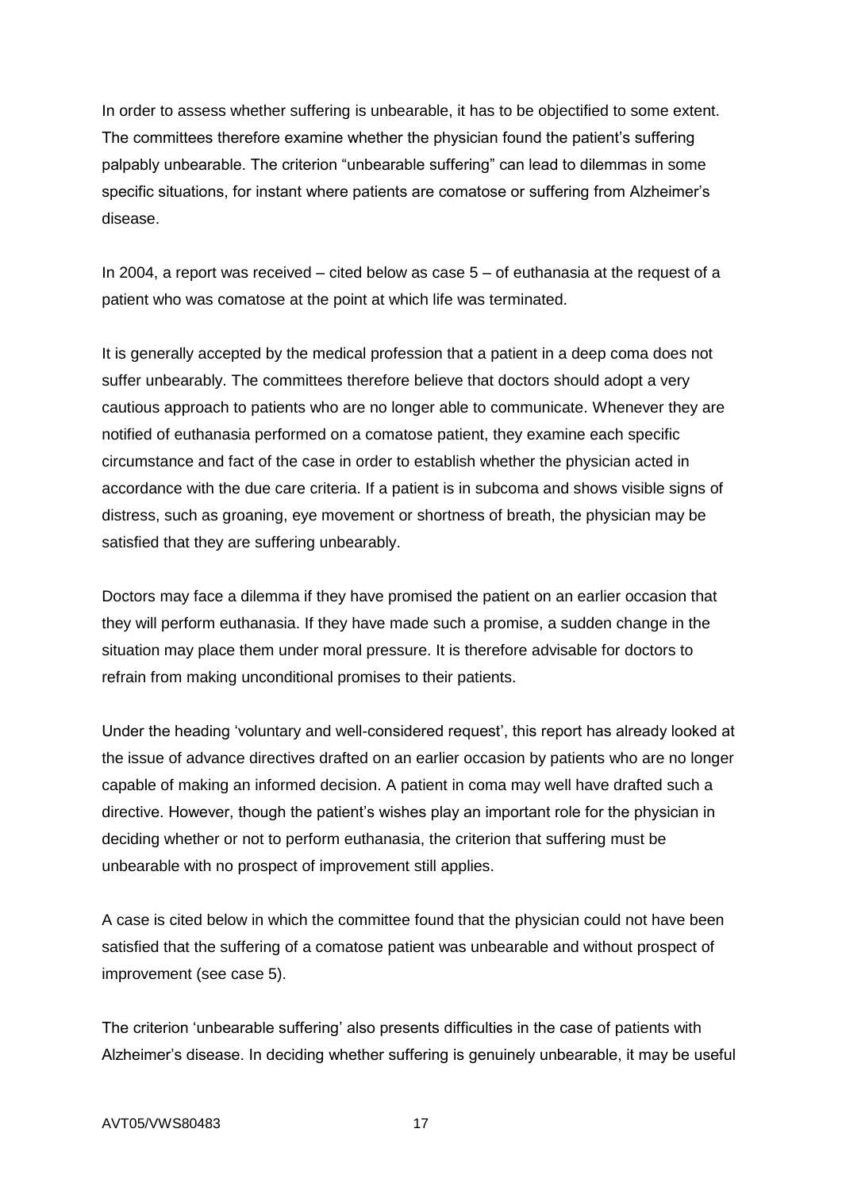In order to assess whether suffering is unbearable, it has to be objectified to some extent. The committees therefore examine whether the physician found the patient's suffering palpably unbearable. The criterion "unbearable suffering" can lead to dilemmas in some specific situations, for instant where patients are comatose or suffering from Alzheimer's disease.

In 2004, a report was received – cited below as case 5 – of euthanasia at the request of a patient who was comatose at the point at which life was terminated.

It is generally accepted by the medical profession that a patient in a deep coma does not suffer unbearably. The committees therefore believe that doctors should adopt a very cautious approach to patients who are no longer able to communicate. Whenever they are notified of euthanasia performed on a comatose patient, they examine each specific circumstance and fact of the case in order to establish whether the physician acted in accordance with the due care criteria. If a patient is in subcoma and shows visible signs of distress, such as groaning, eye movement or shortness of breath, the physician may be satisfied that they are suffering unbearably.

Doctors may face a dilemma if they have promised the patient on an earlier occasion that they will perform euthanasia. If they have made such a promise, a sudden change in the situation may place them under moral pressure. It is therefore advisable for doctors to refrain from making unconditional promises to their patients.

Under the heading 'voluntary and well-considered request', this report has already looked at the issue of advance directives drafted on an earlier occasion by patients who are no longer capable of making an informed decision. A patient in coma may well have drafted such a directive. However, though the patient's wishes play an important role for the physician in deciding whether or not to perform euthanasia, the criterion that suffering must be unbearable with no prospect of improvement still applies.

A case is cited below in which the committee found that the physician could not have been satisfied that the suffering of a comatose patient was unbearable and without prospect of improvement (see case 5).

The criterion 'unbearable suffering' also presents difficulties in the case of patients with Alzheimer's disease. In deciding whether suffering is genuinely unbearable, it may be useful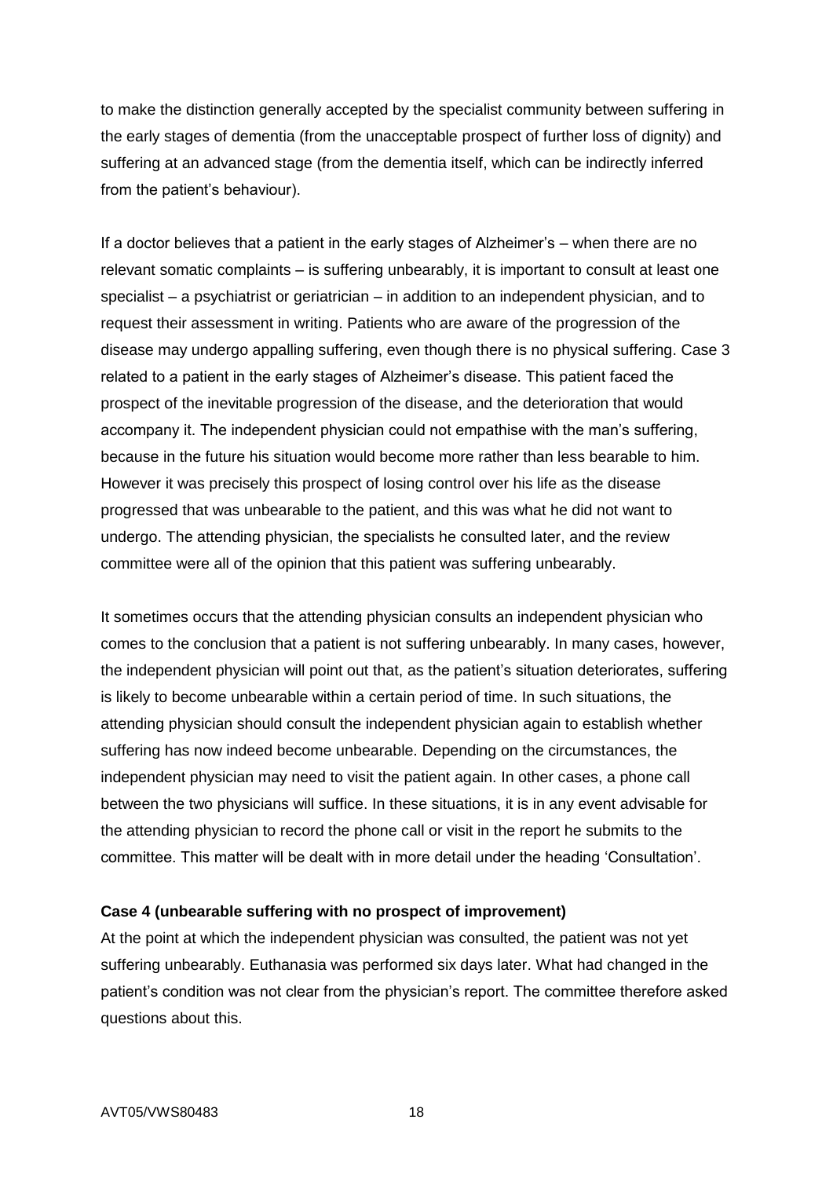to make the distinction generally accepted by the specialist community between suffering in the early stages of dementia (from the unacceptable prospect of further loss of dignity) and suffering at an advanced stage (from the dementia itself, which can be indirectly inferred from the patient's behaviour).

If a doctor believes that a patient in the early stages of Alzheimer's – when there are no relevant somatic complaints – is suffering unbearably, it is important to consult at least one specialist – a psychiatrist or geriatrician – in addition to an independent physician, and to request their assessment in writing. Patients who are aware of the progression of the disease may undergo appalling suffering, even though there is no physical suffering. Case 3 related to a patient in the early stages of Alzheimer's disease. This patient faced the prospect of the inevitable progression of the disease, and the deterioration that would accompany it. The independent physician could not empathise with the man's suffering, because in the future his situation would become more rather than less bearable to him. However it was precisely this prospect of losing control over his life as the disease progressed that was unbearable to the patient, and this was what he did not want to undergo. The attending physician, the specialists he consulted later, and the review committee were all of the opinion that this patient was suffering unbearably.

It sometimes occurs that the attending physician consults an independent physician who comes to the conclusion that a patient is not suffering unbearably. In many cases, however, the independent physician will point out that, as the patient's situation deteriorates, suffering is likely to become unbearable within a certain period of time. In such situations, the attending physician should consult the independent physician again to establish whether suffering has now indeed become unbearable. Depending on the circumstances, the independent physician may need to visit the patient again. In other cases, a phone call between the two physicians will suffice. In these situations, it is in any event advisable for the attending physician to record the phone call or visit in the report he submits to the committee. This matter will be dealt with in more detail under the heading 'Consultation'.

**Case 4 (unbearable suffering with no prospect of improvement)**

At the point at which the independent physician was consulted, the patient was not yet suffering unbearably. Euthanasia was performed six days later. What had changed in the patient's condition was not clear from the physician's report. The committee therefore asked questions about this.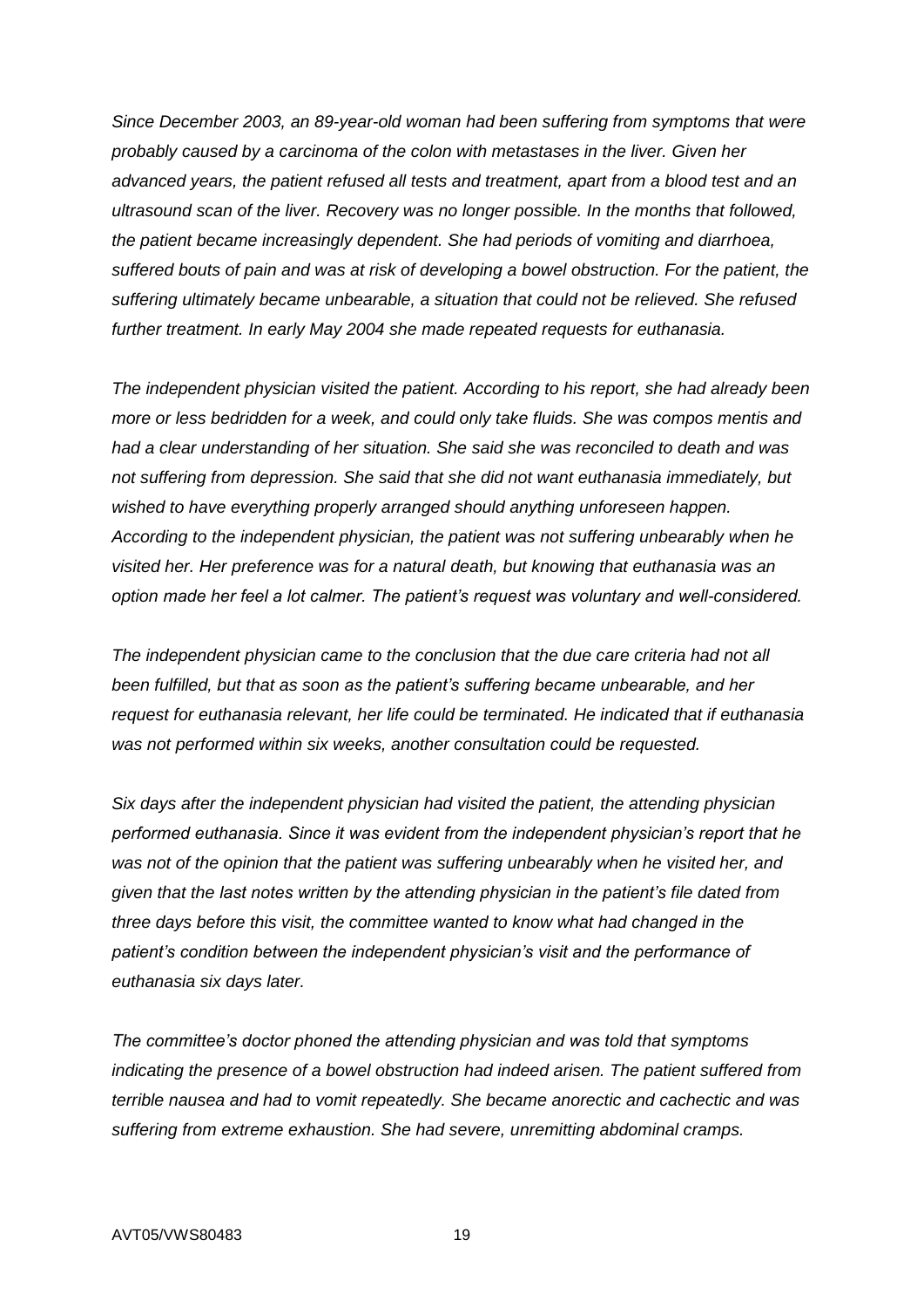*Since December 2003, an 89-year-old woman had been suffering from symptoms that were probably caused by a carcinoma of the colon with metastases in the liver. Given her advanced years, the patient refused all tests and treatment, apart from a blood test and an ultrasound scan of the liver. Recovery was no longer possible. In the months that followed, the patient became increasingly dependent. She had periods of vomiting and diarrhoea, suffered bouts of pain and was at risk of developing a bowel obstruction. For the patient, the suffering ultimately became unbearable, a situation that could not be relieved. She refused further treatment. In early May 2004 she made repeated requests for euthanasia.*

*The independent physician visited the patient. According to his report, she had already been more or less bedridden for a week, and could only take fluids. She was compos mentis and had a clear understanding of her situation. She said she was reconciled to death and was not suffering from depression. She said that she did not want euthanasia immediately, but wished to have everything properly arranged should anything unforeseen happen. According to the independent physician, the patient was not suffering unbearably when he visited her. Her preference was for a natural death, but knowing that euthanasia was an option made her feel a lot calmer. The patient's request was voluntary and well-considered.*

*The independent physician came to the conclusion that the due care criteria had not all been fulfilled, but that as soon as the patient's suffering became unbearable, and her request for euthanasia relevant, her life could be terminated. He indicated that if euthanasia was not performed within six weeks, another consultation could be requested.*

*Six days after the independent physician had visited the patient, the attending physician performed euthanasia. Since it was evident from the independent physician's report that he was not of the opinion that the patient was suffering unbearably when he visited her, and given that the last notes written by the attending physician in the patient's file dated from three days before this visit, the committee wanted to know what had changed in the patient's condition between the independent physician's visit and the performance of euthanasia six days later.*

*The committee's doctor phoned the attending physician and was told that symptoms indicating the presence of a bowel obstruction had indeed arisen. The patient suffered from terrible nausea and had to vomit repeatedly. She became anorectic and cachectic and was suffering from extreme exhaustion. She had severe, unremitting abdominal cramps.*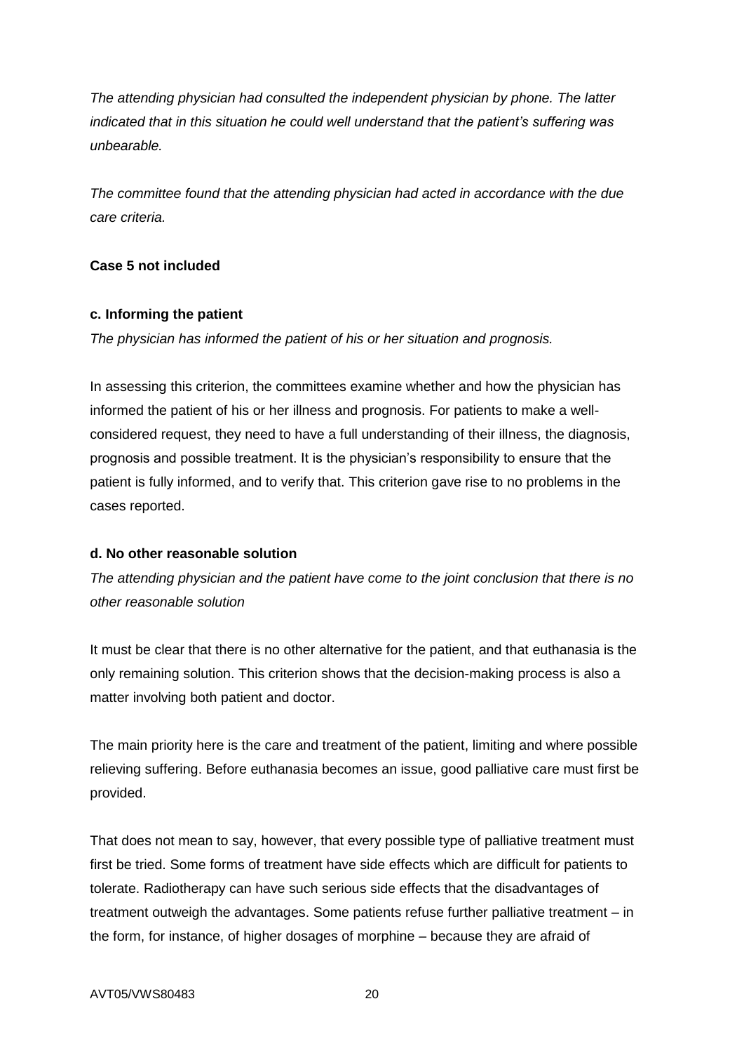*The attending physician had consulted the independent physician by phone. The latter indicated that in this situation he could well understand that the patient's suffering was unbearable.*

*The committee found that the attending physician had acted in accordance with the due care criteria.*

**Case 5 not included**

**c. Informing the patient**

*The physician has informed the patient of his or her situation and prognosis.*

In assessing this criterion, the committees examine whether and how the physician has informed the patient of his or her illness and prognosis. For patients to make a well-considered request, they need to have a full understanding of their illness, the diagnosis, prognosis and possible treatment. It is the physician's responsibility to ensure that the patient is fully informed, and to verify that. This criterion gave rise to no problems in the cases reported.

**d. No other reasonable solution**

*The attending physician and the patient have come to the joint conclusion that there is no other reasonable solution*

It must be clear that there is no other alternative for the patient, and that euthanasia is the only remaining solution. This criterion shows that the decision-making process is also a matter involving both patient and doctor.

The main priority here is the care and treatment of the patient, limiting and where possible relieving suffering. Before euthanasia becomes an issue, good palliative care must first be provided.

That does not mean to say, however, that every possible type of palliative treatment must first be tried. Some forms of treatment have side effects which are difficult for patients to tolerate. Radiotherapy can have such serious side effects that the disadvantages of treatment outweigh the advantages. Some patients refuse further palliative treatment – in the form, for instance, of higher dosages of morphine – because they are afraid of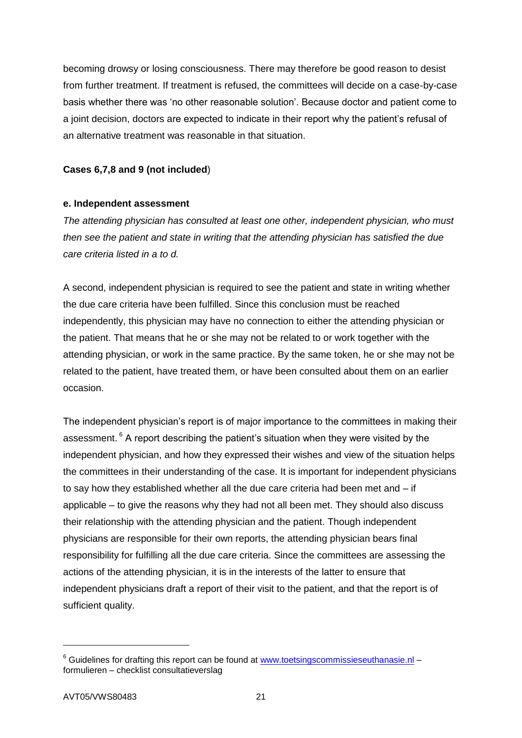becoming drowsy or losing consciousness. There may therefore be good reason to desist from further treatment. If treatment is refused, the committees will decide on a case-by-case basis whether there was 'no other reasonable solution'. Because doctor and patient come to a joint decision, doctors are expected to indicate in their report why the patient's refusal of an alternative treatment was reasonable in that situation.

**Cases 6,7,8 and 9 (not included**)

**e. Independent assessment**

*The attending physician has consulted at least one other, independent physician, who must then see the patient and state in writing that the attending physician has satisfied the due care criteria listed in a to d.*

A second, independent physician is required to see the patient and state in writing whether the due care criteria have been fulfilled. Since this conclusion must be reached independently, this physician may have no connection to either the attending physician or the patient. That means that he or she may not be related to or work together with the attending physician, or work in the same practice. By the same token, he or she may not be related to the patient, have treated them, or have been consulted about them on an earlier occasion.

The independent physician's report is of major importance to the committees in making their assessment. [6] A report describing the patient's situation when they were visited by the independent physician, and how they expressed their wishes and view of the situation helps the committees in their understanding of the case. It is important for independent physicians to say how they established whether all the due care criteria had been met and – if applicable – to give the reasons why they had not all been met. They should also discuss their relationship with the attending physician and the patient. Though independent physicians are responsible for their own reports, the attending physician bears final responsibility for fulfilling all the due care criteria. Since the committees are assessing the actions of the attending physician, it is in the interests of the latter to ensure that independent physicians draft a report of their visit to the patient, and that the report is of sufficient quality.

[6] Guidelines for drafting this report can be found at www.toetsingscommissieseuthanasie.nl – formulieren – checklist consultatieverslag

AVT05/VWS80483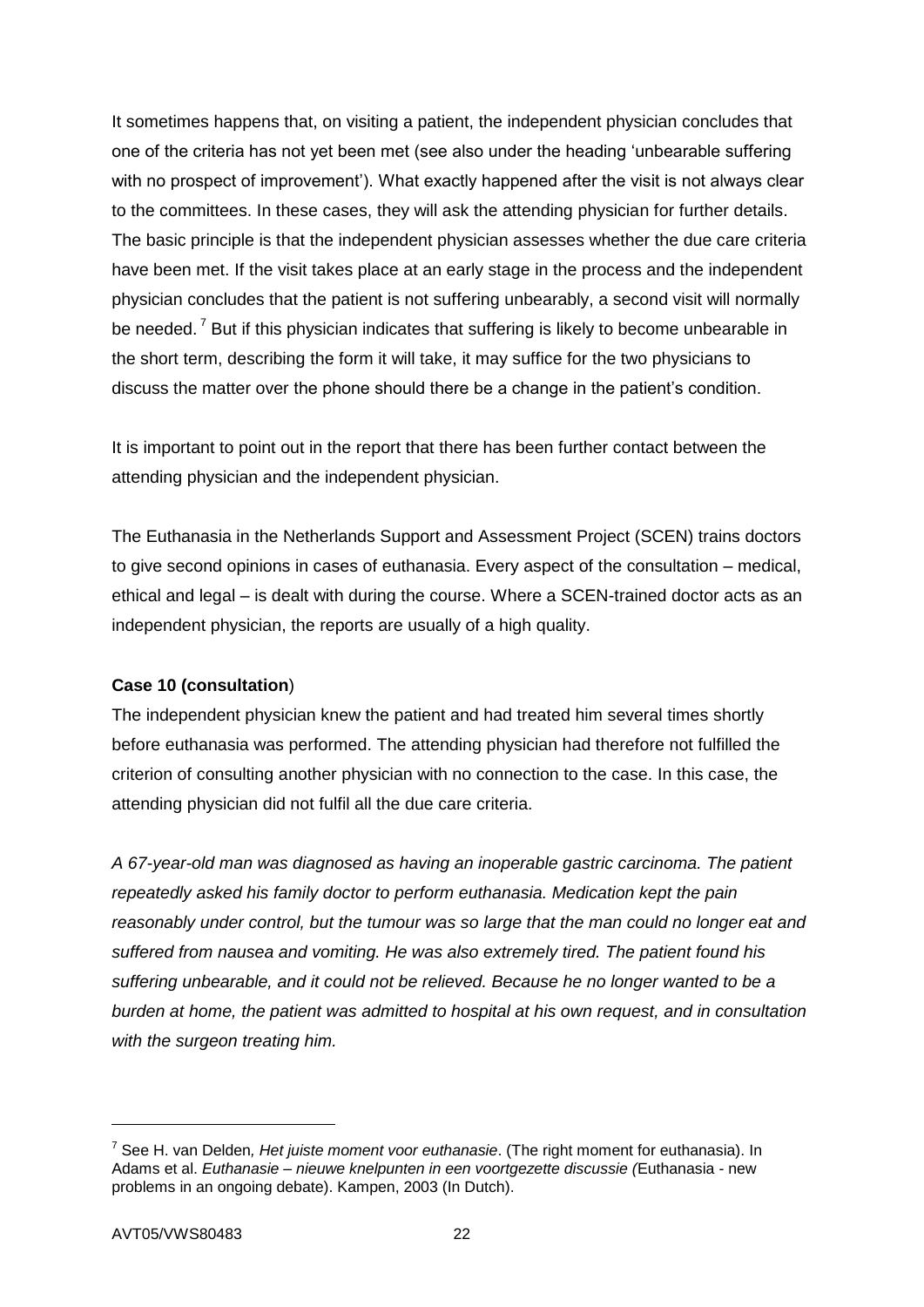It sometimes happens that, on visiting a patient, the independent physician concludes that one of the criteria has not yet been met (see also under the heading 'unbearable suffering with no prospect of improvement'). What exactly happened after the visit is not always clear to the committees. In these cases, they will ask the attending physician for further details. The basic principle is that the independent physician assesses whether the due care criteria have been met. If the visit takes place at an early stage in the process and the independent physician concludes that the patient is not suffering unbearably, a second visit will normally be needed.[7] But if this physician indicates that suffering is likely to become unbearable in the short term, describing the form it will take, it may suffice for the two physicians to discuss the matter over the phone should there be a change in the patient's condition.

It is important to point out in the report that there has been further contact between the attending physician and the independent physician.

The Euthanasia in the Netherlands Support and Assessment Project (SCEN) trains doctors to give second opinions in cases of euthanasia. Every aspect of the consultation – medical, ethical and legal – is dealt with during the course. Where a SCEN-trained doctor acts as an independent physician, the reports are usually of a high quality.

**Case 10 (consultation**)

The independent physician knew the patient and had treated him several times shortly before euthanasia was performed. The attending physician had therefore not fulfilled the criterion of consulting another physician with no connection to the case. In this case, the attending physician did not fulfil all the due care criteria.

*A 67-year-old man was diagnosed as having an inoperable gastric carcinoma. The patient repeatedly asked his family doctor to perform euthanasia. Medication kept the pain reasonably under control, but the tumour was so large that the man could no longer eat and suffered from nausea and vomiting. He was also extremely tired. The patient found his suffering unbearable, and it could not be relieved. Because he no longer wanted to be a burden at home, the patient was admitted to hospital at his own request, and in consultation with the surgeon treating him.*

---

[7] See H. van Delden*, Het juiste moment voor euthanasie*. (The right moment for euthanasia). In Adams et al. *Euthanasie – nieuwe knelpunten in een voortgezette discussie (*Euthanasia - new problems in an ongoing debate). Kampen, 2003 (In Dutch).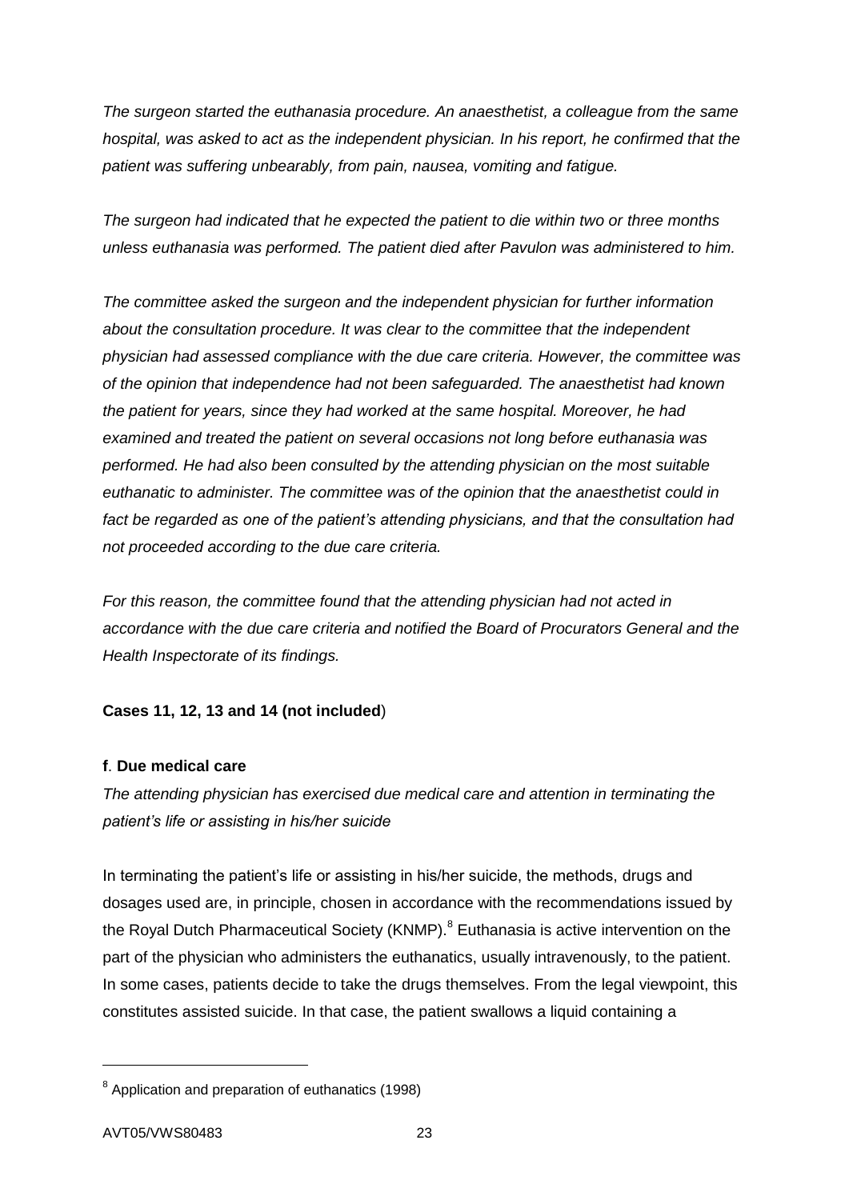*The surgeon started the euthanasia procedure. An anaesthetist, a colleague from the same hospital, was asked to act as the independent physician. In his report, he confirmed that the patient was suffering unbearably, from pain, nausea, vomiting and fatigue.*

*The surgeon had indicated that he expected the patient to die within two or three months unless euthanasia was performed. The patient died after Pavulon was administered to him.*

*The committee asked the surgeon and the independent physician for further information about the consultation procedure. It was clear to the committee that the independent physician had assessed compliance with the due care criteria. However, the committee was of the opinion that independence had not been safeguarded. The anaesthetist had known the patient for years, since they had worked at the same hospital. Moreover, he had examined and treated the patient on several occasions not long before euthanasia was performed. He had also been consulted by the attending physician on the most suitable euthanatic to administer. The committee was of the opinion that the anaesthetist could in fact be regarded as one of the patient's attending physicians, and that the consultation had not proceeded according to the due care criteria.*

*For this reason, the committee found that the attending physician had not acted in accordance with the due care criteria and notified the Board of Procurators General and the Health Inspectorate of its findings.*

**Cases 11, 12, 13 and 14 (not included**)

**f**. **Due medical care**

*The attending physician has exercised due medical care and attention in terminating the patient's life or assisting in his/her suicide*

In terminating the patient's life or assisting in his/her suicide, the methods, drugs and dosages used are, in principle, chosen in accordance with the recommendations issued by the Royal Dutch Pharmaceutical Society (KNMP).[8] Euthanasia is active intervention on the part of the physician who administers the euthanatics, usually intravenously, to the patient. In some cases, patients decide to take the drugs themselves. From the legal viewpoint, this constitutes assisted suicide. In that case, the patient swallows a liquid containing a

[8] Application and preparation of euthanatics (1998)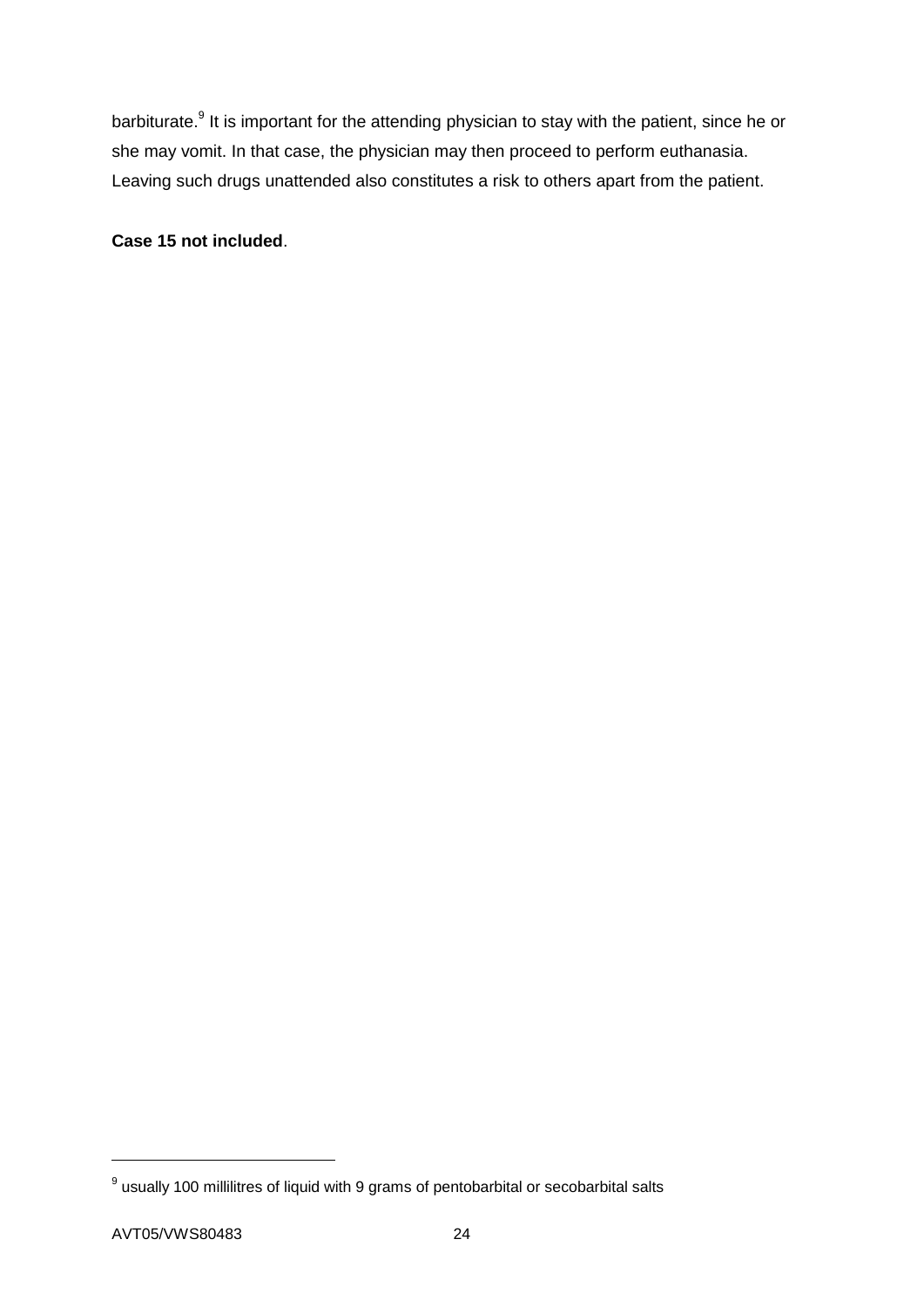barbiturate.[9] It is important for the attending physician to stay with the patient, since he or she may vomit. In that case, the physician may then proceed to perform euthanasia. Leaving such drugs unattended also constitutes a risk to others apart from the patient.

**Case 15 not included**.

[9] usually 100 millilitres of liquid with 9 grams of pentobarbital or secobarbital salts